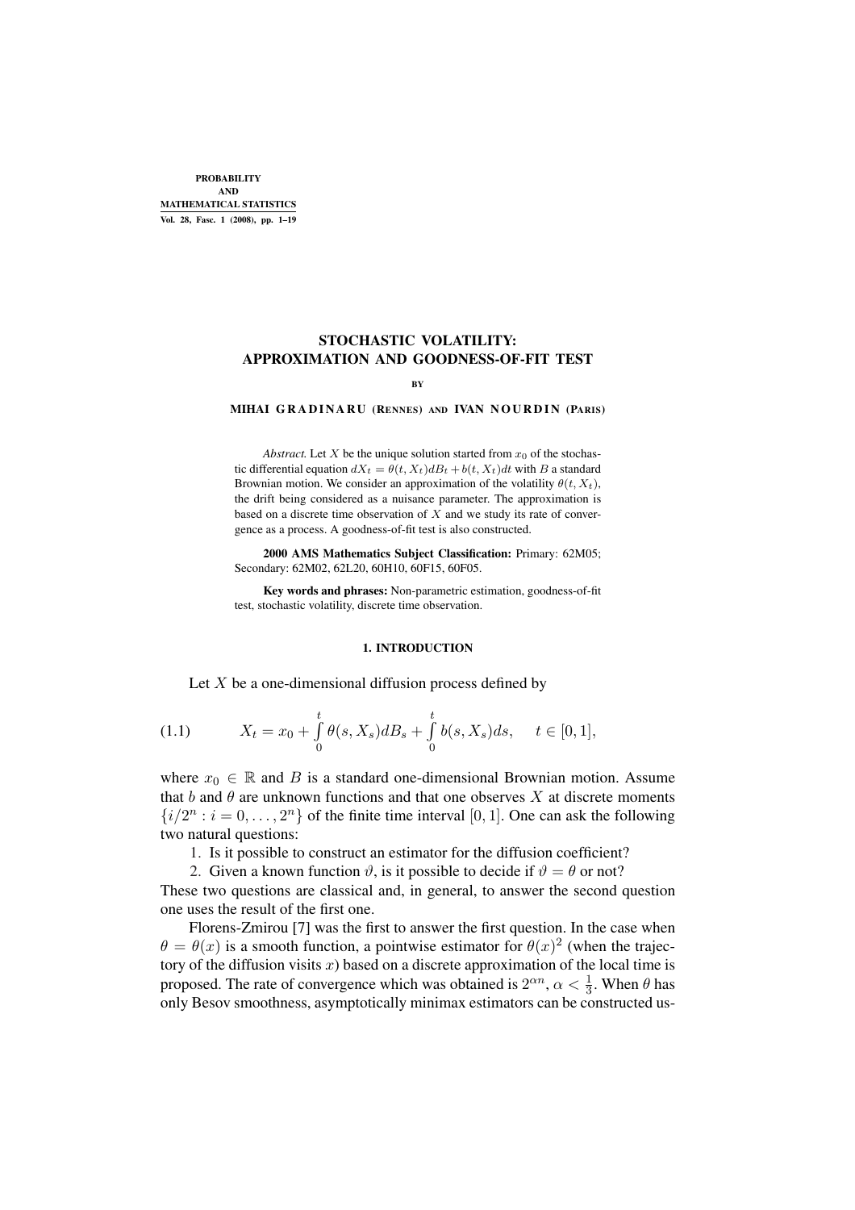# STOCHASTIC VOLATILITY: APPROXIMATION AND GOODNESS-OF-FIT TEST

BY

MIHAI GRADINARU (RENNES) AND IVAN NOURDIN (PARIS)

*Abstract.* Let $X$ be the unique solution started from $x_0$ of the stochastic differential equation $dX_t = \theta(t, X_t)dB_t + b(t, X_t)dt$ with $B$ a standard Brownian motion. We consider an approximation of the volatility $\theta(t, X_t)$, the drift being considered as a nuisance parameter. The approximation is based on a discrete time observation of $X$ and we study its rate of convergence as a process. A goodness-of-fit test is also constructed.

**2000 AMS Mathematics Subject Classification:** Primary: 62M05; Secondary: 62M02, 62L20, 60H10, 60F15, 60F05.

**Key words and phrases:** Non-parametric estimation, goodness-of-fit test, stochastic volatility, discrete time observation.

## 1. INTRODUCTION

Let $X$ be a one-dimensional diffusion process defined by

$$X_t = x_0 + \int_0^t \theta(s, X_s)dB_s + \int_0^t b(s, X_s)ds, \quad t \in [0,1], \tag{1.1}$$

where $x_0 \in \mathbb{R}$ and $B$ is a standard one-dimensional Brownian motion. Assume that $b$ and $\theta$ are unknown functions and that one observes $X$ at discrete moments $\{i/2^n : i = 0, \ldots, 2^n\}$ of the finite time interval $[0,1]$. One can ask the following two natural questions:

1. Is it possible to construct an estimator for the diffusion coefficient?
2. Given a known function $\vartheta$, is it possible to decide if $\vartheta = \theta$ or not?

These two questions are classical and, in general, to answer the second question one uses the result of the first one.

Florens-Zmirou [7] was the first to answer the first question. In the case when $\theta = \theta(x)$ is a smooth function, a pointwise estimator for $\theta(x)^2$ (when the trajectory of the diffusion visits $x$) based on a discrete approximation of the local time is proposed. The rate of convergence which was obtained is $2^{\alpha n}$, $\alpha < \frac{1}{3}$. When $\theta$ has only Besov smoothness, asymptotically minimax estimators can be constructed us-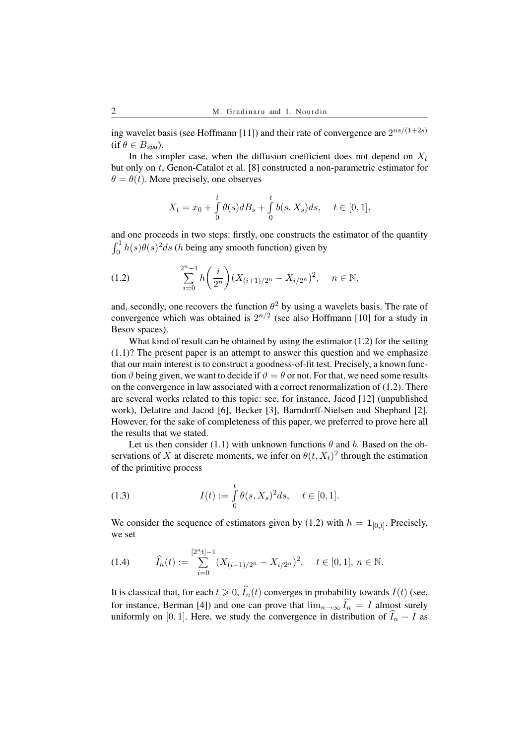ing wavelet basis (see Hoffmann [11]) and their rate of convergence are $2^{ns/(1+2s)}$ (if $\theta \in B_{spq}$).

In the simpler case, when the diffusion coefficient does not depend on $X_t$ but only on $t$, Genon-Catalot et al. [8] constructed a non-parametric estimator for $\theta = \theta(t)$. More precisely, one observes

$$X_t = x_0 + \int_0^t \theta(s) dB_s + \int_0^t b(s, X_s) ds, \quad t \in [0,1],$$

and one proceeds in two steps: firstly, one constructs the estimator of the quantity $\int_0^1 h(s)\theta(s)^2 ds$ ($h$ being any smooth function) given by

$$\sum_{i=0}^{2^n-1} h\left(\frac{i}{2^n}\right)(X_{(i+1)/2^n} - X_{i/2^n})^2, \quad n \in \mathbb{N}, \tag{1.2}$$

and, secondly, one recovers the function $\theta^2$ by using a wavelets basis. The rate of convergence which was obtained is $2^{n/2}$ (see also Hoffmann [10] for a study in Besov spaces).

What kind of result can be obtained by using the estimator (1.2) for the setting (1.1)? The present paper is an attempt to answer this question and we emphasize that our main interest is to construct a goodness-of-fit test. Precisely, a known function $\vartheta$ being given, we want to decide if $\vartheta = \theta$ or not. For that, we need some results on the convergence in law associated with a correct renormalization of (1.2). There are several works related to this topic: see, for instance, Jacod [12] (unpublished work), Delattre and Jacod [6], Becker [3], Barndorff-Nielsen and Shephard [2]. However, for the sake of completeness of this paper, we preferred to prove here all the results that we stated.

Let us then consider (1.1) with unknown functions $\theta$ and $b$. Based on the observations of $X$ at discrete moments, we infer on $\theta(t, X_t)^2$ through the estimation of the primitive process

$$I(t) := \int_0^t \theta(s, X_s)^2 ds, \quad t \in [0,1]. \tag{1.3}$$

We consider the sequence of estimators given by (1.2) with $h = \mathbf{1}_{[0,t]}$. Precisely, we set

$$\widehat{I}_n(t) := \sum_{i=0}^{[2^n t]-1} (X_{(i+1)/2^n} - X_{i/2^n})^2, \quad t \in [0,1], \, n \in \mathbb{N}. \tag{1.4}$$

It is classical that, for each $t \geqslant 0$, $\widehat{I}_n(t)$ converges in probability towards $I(t)$ (see, for instance, Berman [4]) and one can prove that $\lim_{n\to\infty} \widehat{I}_n = I$ almost surely uniformly on $[0,1]$. Here, we study the convergence in distribution of $\widehat{I}_n - I$ as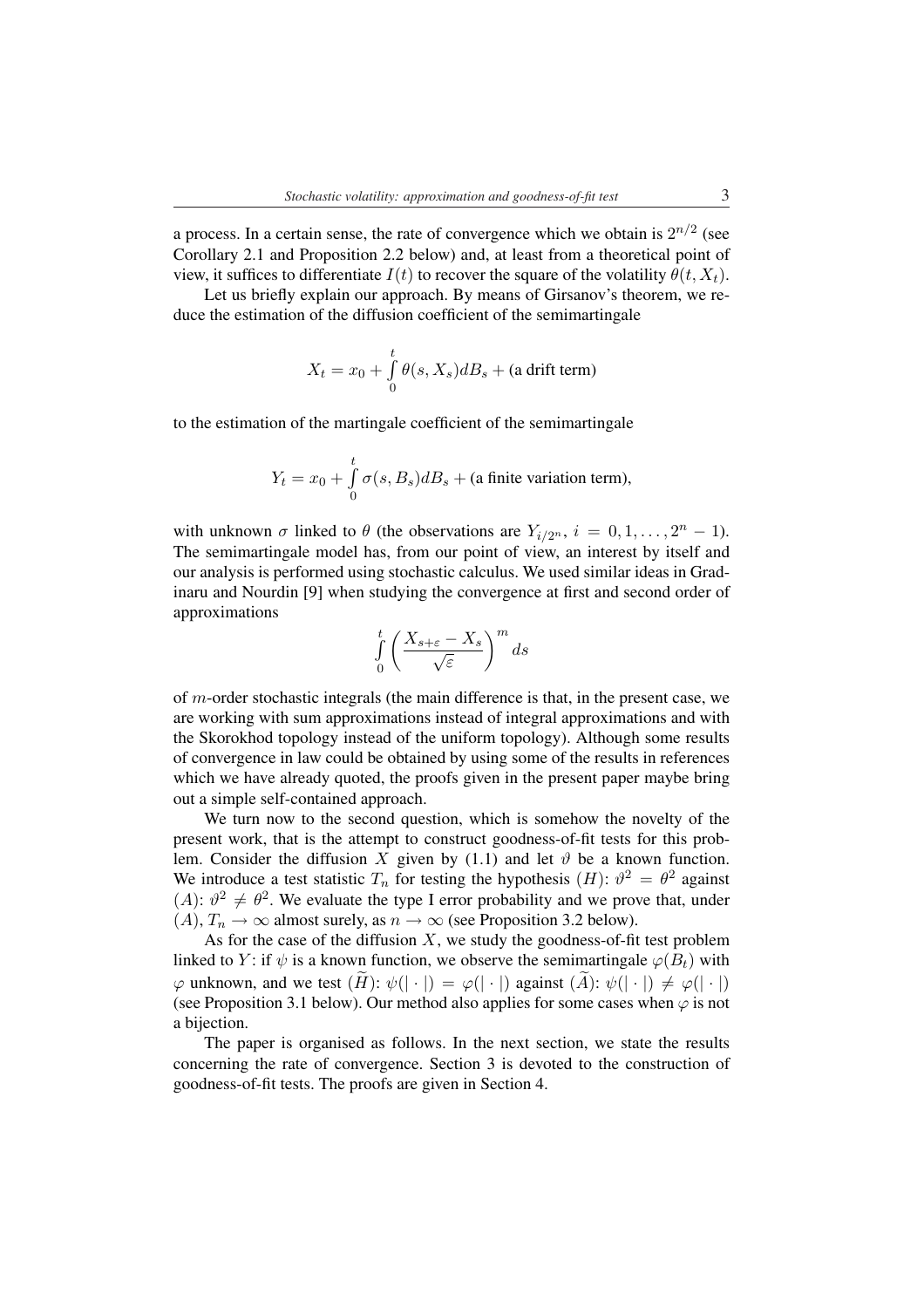a process. In a certain sense, the rate of convergence which we obtain is $2^{n/2}$ (see Corollary 2.1 and Proposition 2.2 below) and, at least from a theoretical point of view, it suffices to differentiate $I(t)$ to recover the square of the volatility $\theta(t, X_t)$.

Let us briefly explain our approach. By means of Girsanov's theorem, we reduce the estimation of the diffusion coefficient of the semimartingale

$$X_t = x_0 + \int_0^t \theta(s, X_s) dB_s + \text{(a drift term)}$$

to the estimation of the martingale coefficient of the semimartingale

$$Y_t = x_0 + \int_0^t \sigma(s, B_s) dB_s + \text{(a finite variation term)},$$

with unknown $\sigma$ linked to $\theta$ (the observations are $Y_{i/2^n}$, $i = 0, 1, \ldots, 2^n - 1$). The semimartingale model has, from our point of view, an interest by itself and our analysis is performed using stochastic calculus. We used similar ideas in Gradinaru and Nourdin [9] when studying the convergence at first and second order of approximations

$$\int_0^t \left( \frac{X_{s+\varepsilon} - X_s}{\sqrt{\varepsilon}} \right)^m ds$$

of $m$-order stochastic integrals (the main difference is that, in the present case, we are working with sum approximations instead of integral approximations and with the Skorokhod topology instead of the uniform topology). Although some results of convergence in law could be obtained by using some of the results in references which we have already quoted, the proofs given in the present paper maybe bring out a simple self-contained approach.

We turn now to the second question, which is somehow the novelty of the present work, that is the attempt to construct goodness-of-fit tests for this problem. Consider the diffusion $X$ given by (1.1) and let $\vartheta$ be a known function. We introduce a test statistic $T_n$ for testing the hypothesis $(H)$: $\vartheta^2 = \theta^2$ against $(A)$: $\vartheta^2 \neq \theta^2$. We evaluate the type I error probability and we prove that, under $(A)$, $T_n \to \infty$ almost surely, as $n \to \infty$ (see Proposition 3.2 below).

As for the case of the diffusion $X$, we study the goodness-of-fit test problem linked to $Y$: if $\psi$ is a known function, we observe the semimartingale $\varphi(B_t)$ with $\varphi$ unknown, and we test $(\widetilde{H})$: $\psi(|\cdot|) = \varphi(|\cdot|)$ against $(\widetilde{A})$: $\psi(|\cdot|) \neq \varphi(|\cdot|)$ (see Proposition 3.1 below). Our method also applies for some cases when $\varphi$ is not a bijection.

The paper is organised as follows. In the next section, we state the results concerning the rate of convergence. Section 3 is devoted to the construction of goodness-of-fit tests. The proofs are given in Section 4.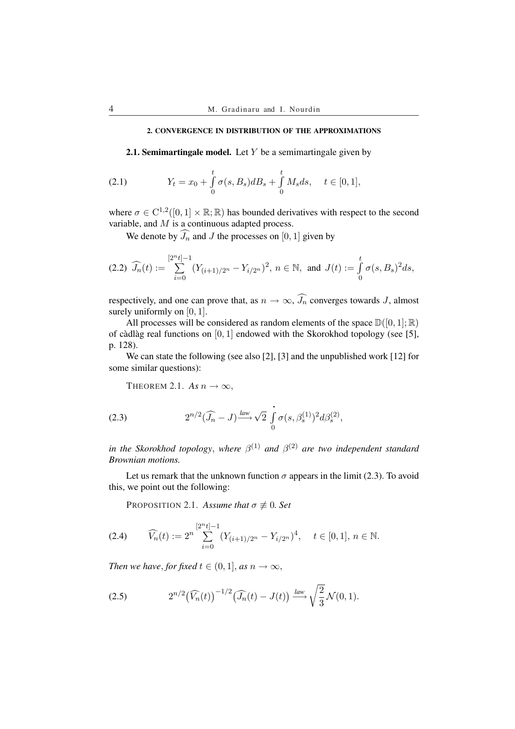## 2. CONVERGENCE IN DISTRIBUTION OF THE APPROXIMATIONS

**2.1. Semimartingale model.** Let $Y$ be a semimartingale given by

$$
Y_t = x_0 + \int_0^t \sigma(s, B_s) dB_s + \int_0^t M_s ds, \quad t \in [0,1], \tag{2.1}
$$

where $\sigma \in \mathrm{C}^{1,2}([0,1] \times \mathbb{R}; \mathbb{R})$ has bounded derivatives with respect to the second variable, and $M$ is a continuous adapted process.

We denote by $\widehat{J_n}$ and $J$ the processes on $[0,1]$ given by

$$
\widehat{J_n}(t) := \sum_{i=0}^{[2^n t]-1} (Y_{(i+1)/2^n} - Y_{i/2^n})^2, \; n \in \mathbb{N}, \text{ and } J(t) := \int_0^t \sigma(s, B_s)^2 ds, \tag{2.2}
$$

respectively, and one can prove that, as $n \to \infty$, $\widehat{J_n}$ converges towards $J$, almost surely uniformly on $[0,1]$.

All processes will be considered as random elements of the space $\mathbb{D}([0,1]; \mathbb{R})$ of càdlàg real functions on $[0,1]$ endowed with the Skorokhod topology (see [5], p. 128).

We can state the following (see also [2], [3] and the unpublished work [12] for some similar questions):

THEOREM 2.1. *As* $n \to \infty$,

$$
2^{n/2}(\widehat{J_n} - J) \xrightarrow{law} \sqrt{2} \int_0^{\bullet} \sigma(s, \beta_s^{(1)})^2 d\beta_s^{(2)}, \tag{2.3}
$$

*in the Skorokhod topology, where* $\beta^{(1)}$ *and* $\beta^{(2)}$ *are two independent standard Brownian motions.*

Let us remark that the unknown function $\sigma$ appears in the limit (2.3). To avoid this, we point out the following:

PROPOSITION 2.1. *Assume that* $\sigma \not\equiv 0$. *Set*

$$
\widehat{V_n}(t) := 2^n \sum_{i=0}^{[2^n t]-1} (Y_{(i+1)/2^n} - Y_{i/2^n})^4, \quad t \in [0,1], \, n \in \mathbb{N}. \tag{2.4}
$$

*Then we have, for fixed* $t \in (0,1]$, *as* $n \to \infty$,

$$
2^{n/2}\big(\widehat{V_n}(t)\big)^{-1/2}\big(\widehat{J_n}(t) - J(t)\big) \xrightarrow{law} \sqrt{\frac{2}{3}} \mathcal{N}(0,1). \tag{2.5}
$$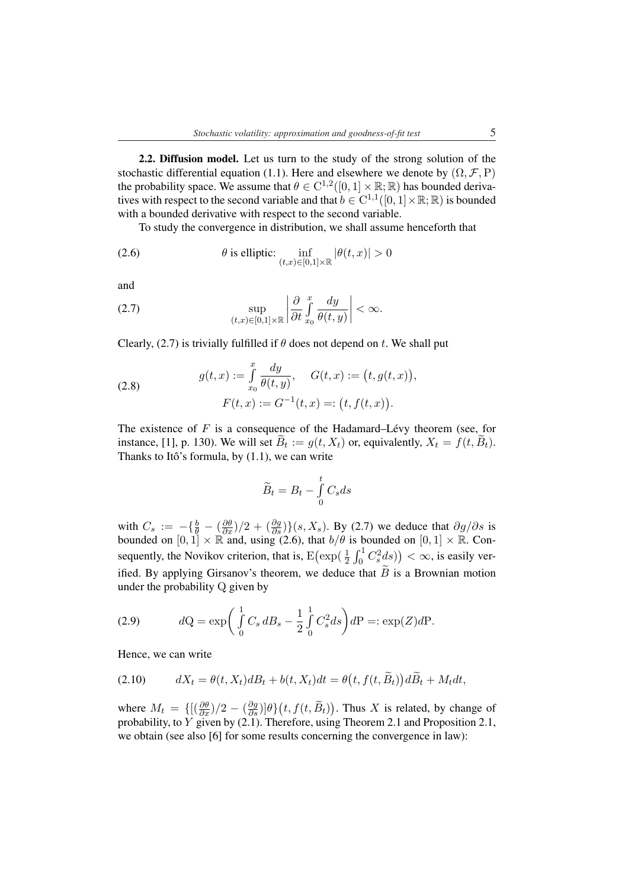**2.2. Diffusion model.** Let us turn to the study of the strong solution of the stochastic differential equation (1.1). Here and elsewhere we denote by $(\Omega, \mathcal{F}, \mathrm{P})$ the probability space. We assume that $\theta \in \mathrm{C}^{1,2}([0,1] \times \mathbb{R}; \mathbb{R})$ has bounded derivatives with respect to the second variable and that $b \in \mathrm{C}^{1,1}([0,1] \times \mathbb{R}; \mathbb{R})$ is bounded with a bounded derivative with respect to the second variable.

To study the convergence in distribution, we shall assume henceforth that

$$\theta \text{ is elliptic: } \inf_{(t,x) \in [0,1] \times \mathbb{R}} |\theta(t,x)| > 0 \tag{2.6}$$

and

$$\sup_{(t,x) \in [0,1] \times \mathbb{R}} \left| \frac{\partial}{\partial t} \int_{x_0}^{x} \frac{dy}{\theta(t,y)} \right| < \infty. \tag{2.7}$$

Clearly, (2.7) is trivially fulfilled if $\theta$ does not depend on $t$. We shall put

$$\begin{aligned} g(t,x) &:= \int_{x_0}^{x} \frac{dy}{\theta(t,y)}, \quad G(t,x) := \big(t, g(t,x)\big), \\ F(t,x) &:= G^{-1}(t,x) =: \big(t, f(t,x)\big). \end{aligned} \tag{2.8}$$

The existence of $F$ is a consequence of the Hadamard–Lévy theorem (see, for instance, [1], p. 130). We will set $\widetilde{B}_t := g(t, X_t)$ or, equivalently, $X_t = f(t, \widetilde{B}_t)$. Thanks to Itô's formula, by (1.1), we can write

$$\widetilde{B}_t = B_t - \int_0^t C_s ds$$

with $C_s := -\{\frac{b}{\theta} - (\frac{\partial \theta}{\partial x})/2 + (\frac{\partial g}{\partial s})\}(s, X_s)$. By (2.7) we deduce that $\partial g/\partial s$ is bounded on $[0,1] \times \mathbb{R}$ and, using (2.6), that $b/\theta$ is bounded on $[0,1] \times \mathbb{R}$. Consequently, the Novikov criterion, that is, $\mathrm{E}\big(\exp(\frac{1}{2}\int_0^1 C_s^2 ds)\big) < \infty$, is easily verified. By applying Girsanov's theorem, we deduce that $\widetilde{B}$ is a Brownian motion under the probability Q given by

$$d\mathrm{Q} = \exp\bigg(\int_0^1 C_s \, dB_s - \frac{1}{2}\int_0^1 C_s^2 ds\bigg) d\mathrm{P} =: \exp(Z) d\mathrm{P}. \tag{2.9}$$

Hence, we can write

$$dX_t = \theta(t, X_t) dB_t + b(t, X_t) dt = \theta\big(t, f(t, \widetilde{B}_t)\big) d\widetilde{B}_t + M_t dt, \tag{2.10}$$

where $M_t = \{[(\frac{\partial \theta}{\partial x})/2 - (\frac{\partial g}{\partial s})]\theta\}\big(t, f(t, \widetilde{B}_t)\big)$. Thus $X$ is related, by change of probability, to $Y$ given by (2.1). Therefore, using Theorem 2.1 and Proposition 2.1, we obtain (see also [6] for some results concerning the convergence in law):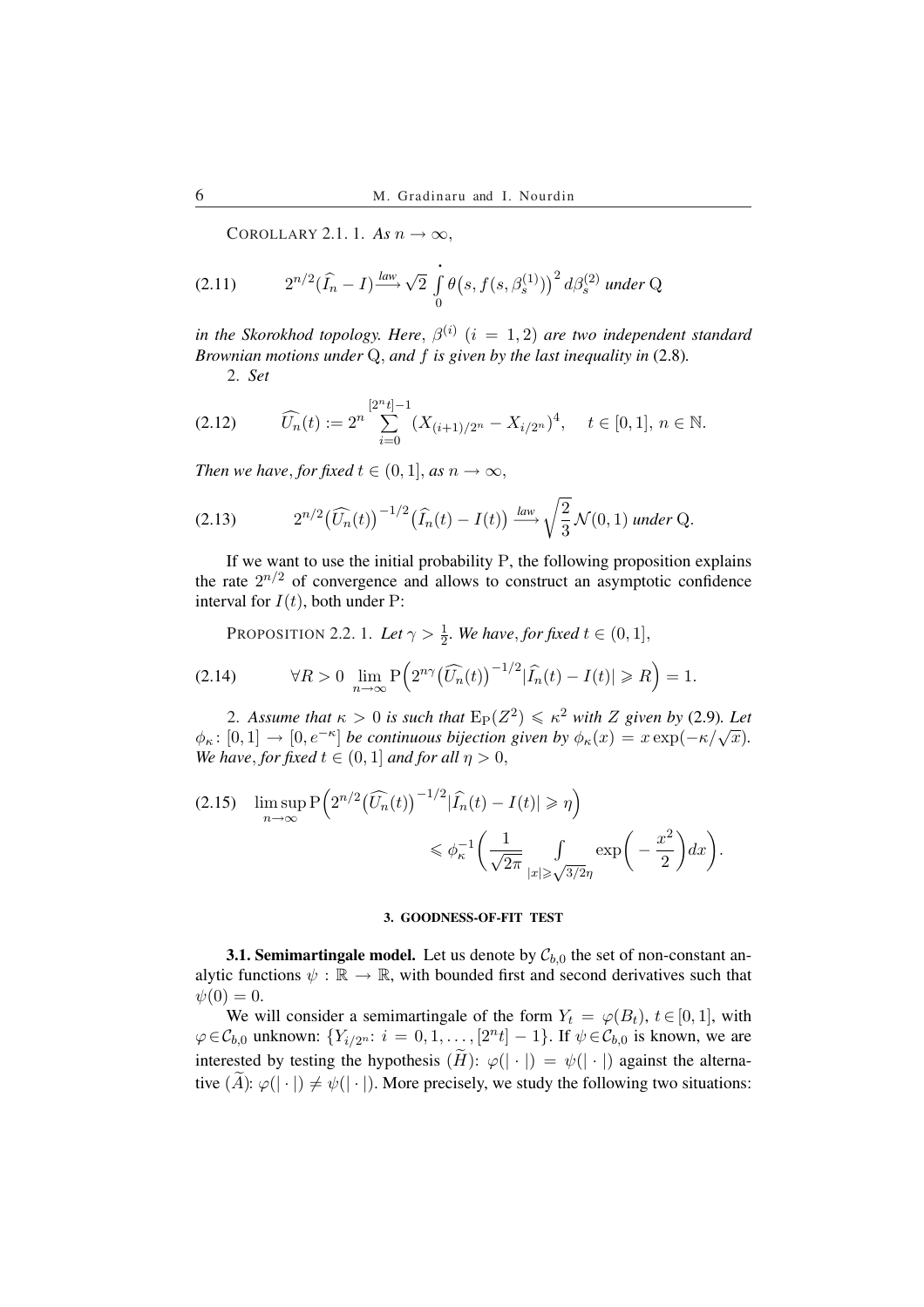COROLLARY 2.1. 1. *As* $n \to \infty$,

$$2^{n/2}(\widehat{I}_n - I) \xrightarrow{law} \sqrt{2} \int_0^{\cdot} \theta\big(s, f(s, \beta_s^{(1)})\big)^2 \, d\beta_s^{(2)} \text{ under } \mathrm{Q} \tag{2.11}$$

*in the Skorokhod topology. Here*, $\beta^{(i)}$ $(i = 1, 2)$ *are two independent standard Brownian motions under* $\mathrm{Q}$, *and* $f$ *is given by the last inequality in* (2.8).

2. *Set*

$$\widehat{U_n}(t) := 2^n \sum_{i=0}^{[2^n t]-1} (X_{(i+1)/2^n} - X_{i/2^n})^4, \quad t \in [0,1],\ n \in \mathbb{N}. \tag{2.12}$$

*Then we have*, *for fixed* $t \in (0, 1]$, *as* $n \to \infty$,

$$2^{n/2}\big(\widehat{U_n}(t)\big)^{-1/2}\big(\widehat{I}_n(t) - I(t)\big) \xrightarrow{law} \sqrt{\frac{2}{3}}\,\mathcal{N}(0,1) \text{ under } \mathrm{Q}. \tag{2.13}$$

If we want to use the initial probability $\mathrm{P}$, the following proposition explains the rate $2^{n/2}$ of convergence and allows to construct an asymptotic confidence interval for $I(t)$, both under $\mathrm{P}$:

PROPOSITION 2.2. 1. *Let* $\gamma > \frac{1}{2}$. *We have*, *for fixed* $t \in (0, 1]$,

$$\forall R > 0 \ \lim_{n\to\infty} \mathrm{P}\Big(2^{n\gamma}\big(\widehat{U_n}(t)\big)^{-1/2}|\widehat{I}_n(t) - I(t)| \geqslant R\Big) = 1. \tag{2.14}$$

2. *Assume that* $\kappa > 0$ *is such that* $\mathrm{E}_{\mathrm{P}}(Z^2) \leqslant \kappa^2$ *with* $Z$ *given by* (2.9). *Let* $\phi_\kappa\colon [0,1] \to [0, e^{-\kappa}]$ *be continuous bijection given by* $\phi_\kappa(x) = x\exp(-\kappa/\sqrt{x})$. *We have*, *for fixed* $t \in (0, 1]$ *and for all* $\eta > 0$,

$$\limsup_{n\to\infty} \mathrm{P}\Big(2^{n/2}\big(\widehat{U_n}(t)\big)^{-1/2}|\widehat{I}_n(t) - I(t)| \geqslant \eta\Big) \leqslant \phi_\kappa^{-1}\bigg(\frac{1}{\sqrt{2\pi}} \int_{|x| \geqslant \sqrt{3/2}\eta} \exp\Big(-\frac{x^2}{2}\Big)dx\bigg). \tag{2.15}$$

## 3. GOODNESS-OF-FIT TEST

**3.1. Semimartingale model.** Let us denote by $\mathcal{C}_{b,0}$ the set of non-constant analytic functions $\psi : \mathbb{R} \to \mathbb{R}$, with bounded first and second derivatives such that $\psi(0) = 0$.

We will consider a semimartingale of the form $Y_t = \varphi(B_t)$, $t \in [0, 1]$, with $\varphi \in \mathcal{C}_{b,0}$ unknown: $\{Y_{i/2^n}\colon i = 0, 1, \ldots, [2^n t] - 1\}$. If $\psi \in \mathcal{C}_{b,0}$ is known, we are interested by testing the hypothesis $(\widetilde{H})$: $\varphi(|\cdot|) = \psi(|\cdot|)$ against the alternative $(\widetilde{A})$: $\varphi(|\cdot|) \neq \psi(|\cdot|)$. More precisely, we study the following two situations: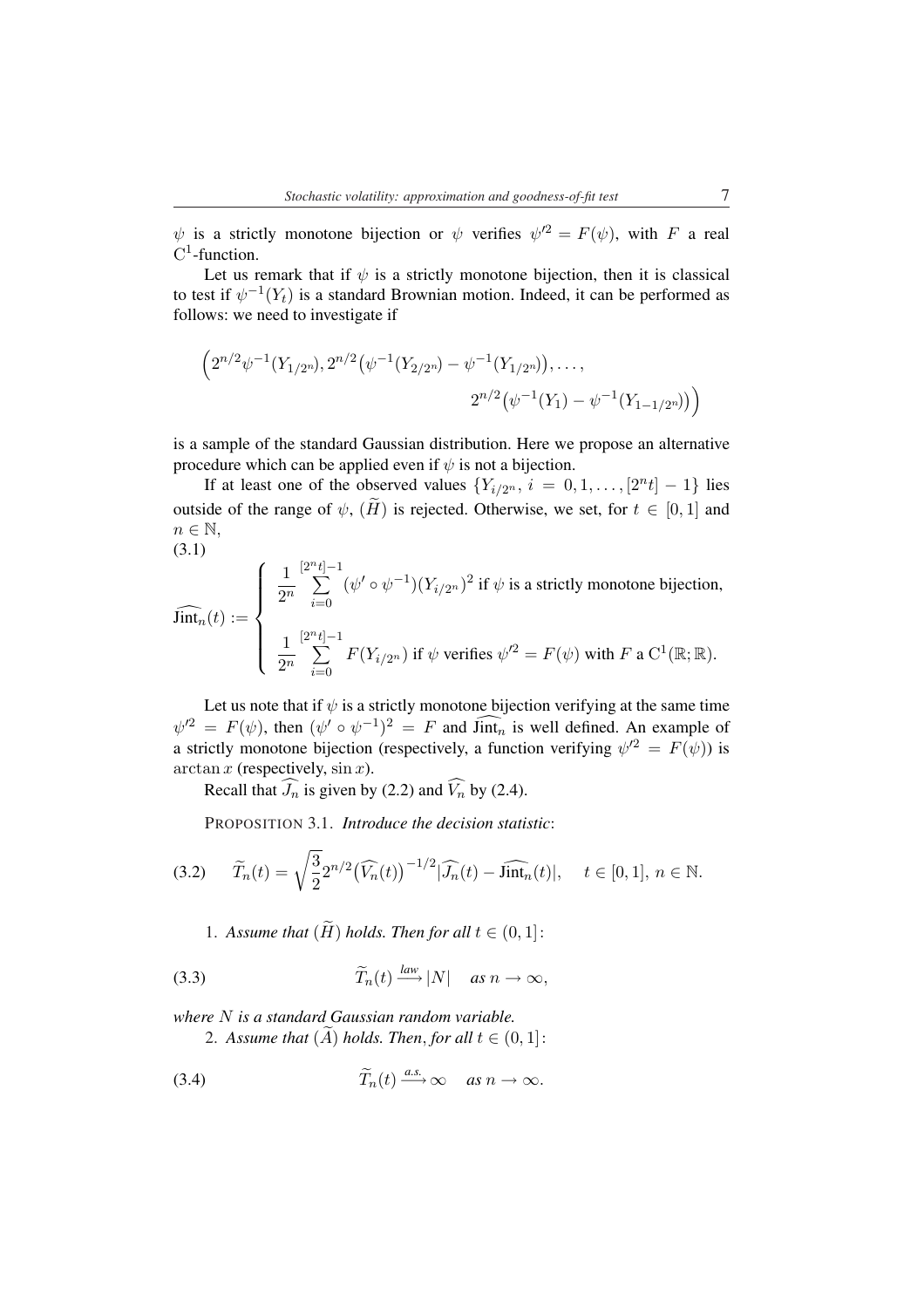$\psi$ is a strictly monotone bijection or $\psi$ verifies $\psi'^2 = F(\psi)$, with $F$ a real $C^1$-function.

Let us remark that if $\psi$ is a strictly monotone bijection, then it is classical to test if $\psi^{-1}(Y_t)$ is a standard Brownian motion. Indeed, it can be performed as follows: we need to investigate if

$$\Big(2^{n/2}\psi^{-1}(Y_{1/2^n}), 2^{n/2}\big(\psi^{-1}(Y_{2/2^n}) - \psi^{-1}(Y_{1/2^n})\big), \ldots, 2^{n/2}\big(\psi^{-1}(Y_1) - \psi^{-1}(Y_{1-1/2^n})\big)\Big)$$

is a sample of the standard Gaussian distribution. Here we propose an alternative procedure which can be applied even if $\psi$ is not a bijection.

If at least one of the observed values $\{Y_{i/2^n},\ i = 0, 1, \ldots, [2^n t] - 1\}$ lies outside of the range of $\psi$, $(\widetilde{H})$ is rejected. Otherwise, we set, for $t \in [0,1]$ and $n \in \mathbb{N}$,

(3.1)

$$\widehat{\mathrm{Jint}_n}(t) := \begin{cases} \dfrac{1}{2^n} \displaystyle\sum_{i=0}^{[2^n t]-1} (\psi' \circ \psi^{-1})(Y_{i/2^n})^2 \text{ if } \psi \text{ is a strictly monotone bijection,} \\[2ex] \dfrac{1}{2^n} \displaystyle\sum_{i=0}^{[2^n t]-1} F(Y_{i/2^n}) \text{ if } \psi \text{ verifies } \psi'^2 = F(\psi) \text{ with } F \text{ a } C^1(\mathbb{R};\mathbb{R}). \end{cases}$$

Let us note that if $\psi$ is a strictly monotone bijection verifying at the same time $\psi'^2 = F(\psi)$, then $(\psi' \circ \psi^{-1})^2 = F$ and $\widehat{\mathrm{Jint}_n}$ is well defined. An example of a strictly monotone bijection (respectively, a function verifying $\psi'^2 = F(\psi)$) is $\arctan x$ (respectively, $\sin x$).

Recall that $\widehat{J_n}$ is given by (2.2) and $\widehat{V_n}$ by (2.4).

PROPOSITION 3.1. *Introduce the decision statistic*:

$$\widetilde{T}_n(t) = \sqrt{\frac{3}{2}}\, 2^{n/2} \big(\widehat{V_n}(t)\big)^{-1/2} |\widehat{J_n}(t) - \widehat{\mathrm{Jint}_n}(t)|, \quad t \in [0,1],\ n \in \mathbb{N}. \tag{3.2}$$

1. *Assume that* $(\widetilde{H})$ *holds. Then for all* $t \in (0,1]$:

$$\widetilde{T}_n(t) \xrightarrow{law} |N| \quad \text{as } n \to \infty, \tag{3.3}$$

*where* $N$ *is a standard Gaussian random variable.*

2. *Assume that* $(\widetilde{A})$ *holds. Then, for all* $t \in (0,1]$:

$$\widetilde{T}_n(t) \xrightarrow{a.s.} \infty \quad \text{as } n \to \infty. \tag{3.4}$$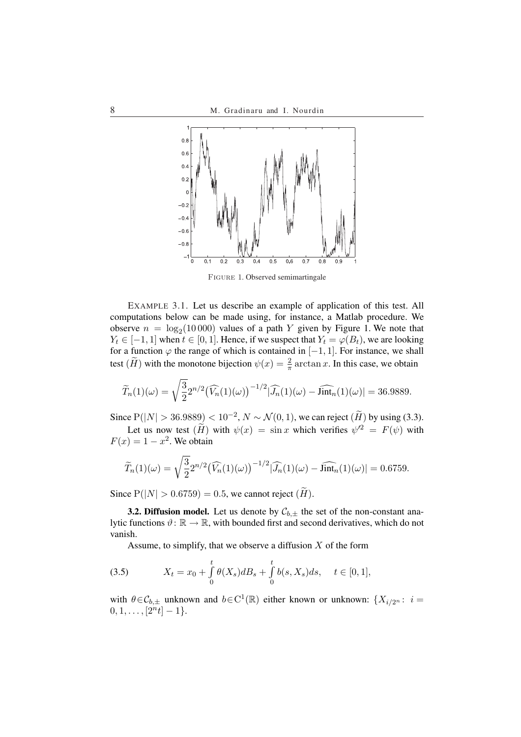FIGURE 1. Observed semimartingale

EXAMPLE 3.1. Let us describe an example of application of this test. All computations below can be made using, for instance, a Matlab procedure. We observe $n = \log_2(10\,000)$ values of a path $Y$ given by Figure 1. We note that $Y_t \in [-1, 1]$ when $t \in [0, 1]$. Hence, if we suspect that $Y_t = \varphi(B_t)$, we are looking for a function $\varphi$ the range of which is contained in $[-1, 1]$. For instance, we shall test $(\widetilde{H})$ with the monotone bijection $\psi(x) = \frac{2}{\pi} \arctan x$. In this case, we obtain

$$\widetilde{T}_n(1)(\omega) = \sqrt{\frac{3}{2}} 2^{n/2} \big(\widehat{V_n}(1)(\omega)\big)^{-1/2} |\widehat{J_n}(1)(\omega) - \widehat{\text{Jint}_n}(1)(\omega)| = 36.9889.$$

Since $\mathrm{P}(|N| > 36.9889) < 10^{-2}$, $N \sim \mathcal{N}(0, 1)$, we can reject $(\widetilde{H})$ by using (3.3).

Let us now test $(\widetilde{H})$ with $\psi(x) = \sin x$ which verifies $\psi'^2 = F(\psi)$ with $F(x) = 1 - x^2$. We obtain

$$\widetilde{T}_n(1)(\omega) = \sqrt{\frac{3}{2}} 2^{n/2} \big(\widehat{V_n}(1)(\omega)\big)^{-1/2} |\widehat{J_n}(1)(\omega) - \widehat{\text{Jint}_n}(1)(\omega)| = 0.6759.$$

Since $\mathrm{P}(|N| > 0.6759) = 0.5$, we cannot reject $(\widetilde{H})$.

**3.2. Diffusion model.** Let us denote by $\mathcal{C}_{b,\pm}$ the set of the non-constant analytic functions $\vartheta \colon \mathbb{R} \to \mathbb{R}$, with bounded first and second derivatives, which do not vanish.

Assume, to simplify, that we observe a diffusion $X$ of the form

$$X_t = x_0 + \int_0^t \theta(X_s) dB_s + \int_0^t b(s, X_s) ds, \quad t \in [0, 1], \tag{3.5}$$

with $\theta \in \mathcal{C}_{b,\pm}$ unknown and $b \in \mathrm{C}^1(\mathbb{R})$ either known or unknown: $\{X_{i/2^n} \colon i = 0, 1, \ldots, [2^n t] - 1\}$.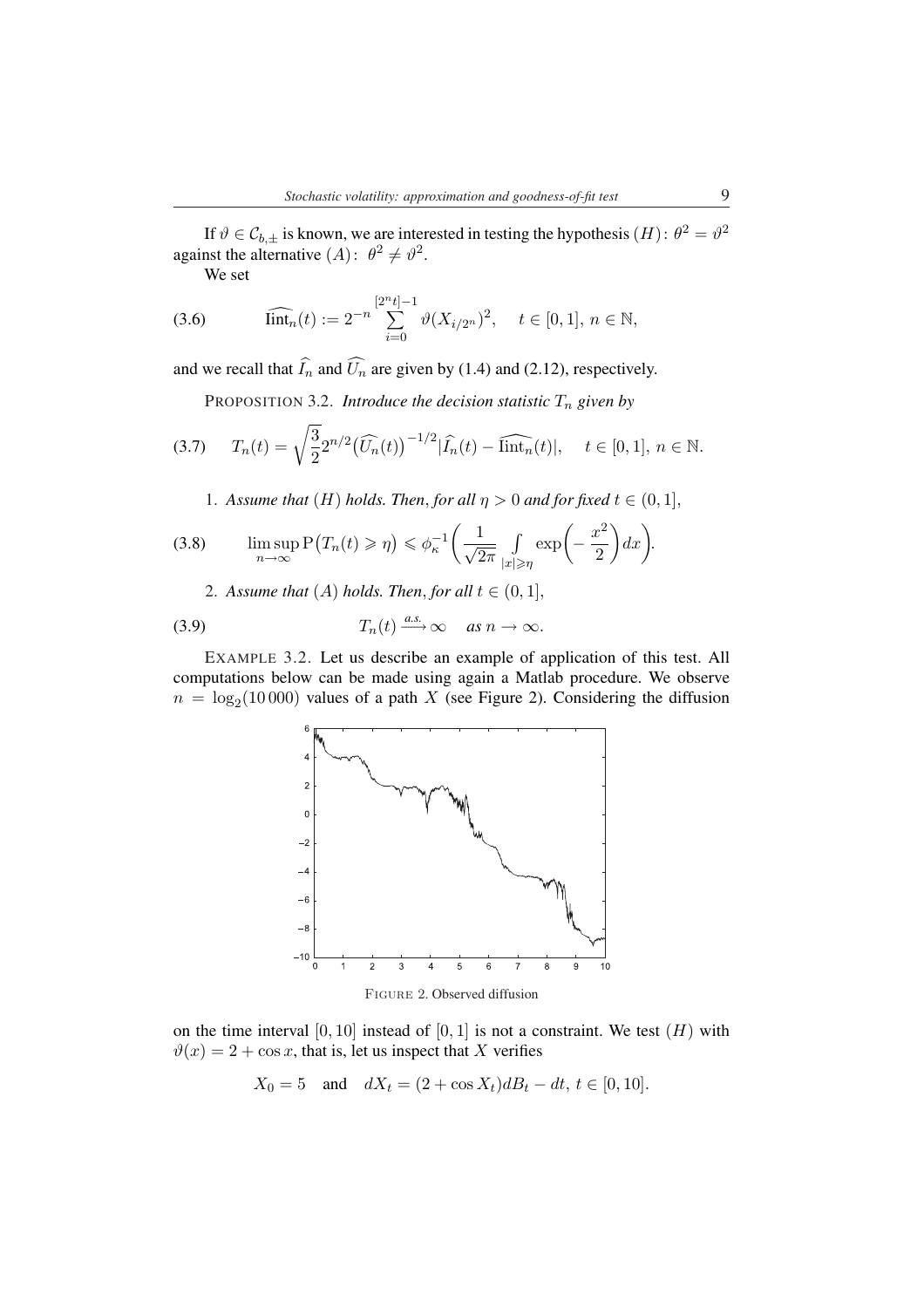If $\vartheta \in \mathcal{C}_{b,\pm}$ is known, we are interested in testing the hypothesis $(H)\colon \theta^2 = \vartheta^2$ against the alternative $(A)\colon \theta^2 \neq \vartheta^2$.

We set

$$
\widehat{\mathrm{Iint}}_n(t) := 2^{-n} \sum_{i=0}^{[2^n t]-1} \vartheta(X_{i/2^n})^2, \quad t \in [0,1],\ n \in \mathbb{N}, \tag{3.6}
$$

and we recall that $\widehat{I_n}$ and $\widehat{U_n}$ are given by (1.4) and (2.12), respectively.

PROPOSITION 3.2. *Introduce the decision statistic $T_n$ given by*

$$
T_n(t) = \sqrt{\frac{3}{2}} 2^{n/2} \big(\widehat{U_n}(t)\big)^{-1/2} |\widehat{I_n}(t) - \widehat{\mathrm{Iint}}_n(t)|, \quad t \in [0,1],\ n \in \mathbb{N}. \tag{3.7}
$$

1. *Assume that $(H)$ holds. Then, for all $\eta > 0$ and for fixed $t \in (0,1]$,*

$$
\limsup_{n\to\infty} \mathrm{P}\big(T_n(t) \geqslant \eta\big) \leqslant \phi_\kappa^{-1}\bigg(\frac{1}{\sqrt{2\pi}} \int_{|x|\geqslant \eta} \exp\bigg(-\frac{x^2}{2}\bigg) dx\bigg). \tag{3.8}
$$

2. *Assume that $(A)$ holds. Then, for all $t \in (0,1]$,*

$$
T_n(t) \xrightarrow{a.s.} \infty \quad \textit{as } n \to \infty. \tag{3.9}
$$

EXAMPLE 3.2. Let us describe an example of application of this test. All computations below can be made using again a Matlab procedure. We observe $n = \log_2(10\,000)$ values of a path $X$ (see Figure 2). Considering the diffusion

FIGURE 2. Observed diffusion

on the time interval $[0,10]$ instead of $[0,1]$ is not a constraint. We test $(H)$ with $\vartheta(x) = 2 + \cos x$, that is, let us inspect that $X$ verifies

$$
X_0 = 5 \quad \text{and} \quad dX_t = (2 + \cos X_t) dB_t - dt,\ t \in [0,10].
$$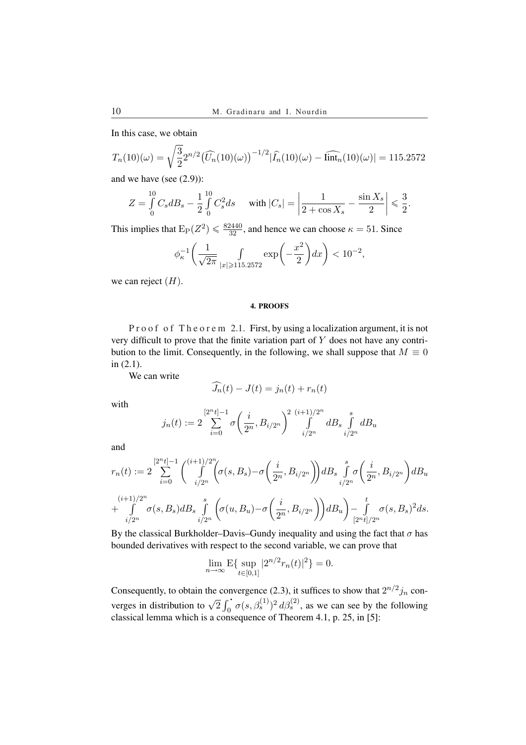In this case, we obtain

$$T_n(10)(\omega) = \sqrt{\frac{3}{2}} 2^{n/2} \big(\widehat{U_n}(10)(\omega)\big)^{-1/2} |\widehat{I_n}(10)(\omega) - \widehat{\mathrm{Iint}_n}(10)(\omega)| = 115.2572$$

and we have (see (2.9)):

$$Z = \int_0^{10} C_s dB_s - \frac{1}{2}\int_0^{10} C_s^2 ds \quad \text{ with } |C_s| = \left|\frac{1}{2+\cos X_s} - \frac{\sin X_s}{2}\right| \leqslant \frac{3}{2}.$$

This implies that $\mathrm{E_P}(Z^2) \leqslant \frac{82440}{32}$, and hence we can choose $\kappa = 51$. Since

$$\phi_\kappa^{-1}\left(\frac{1}{\sqrt{2\pi}} \int_{|x|\geqslant 115.2572} \exp\left(-\frac{x^2}{2}\right) dx\right) < 10^{-2},$$

we can reject $(H)$.

## 4. PROOFS

Proof of Theorem 2.1. First, by using a localization argument, it is not very difficult to prove that the finite variation part of $Y$ does not have any contribution to the limit. Consequently, in the following, we shall suppose that $M \equiv 0$ in (2.1).

We can write

$$\widehat{J_n}(t) - J(t) = j_n(t) + r_n(t)$$

with

$$j_n(t) := 2 \sum_{i=0}^{[2^n t]-1} \sigma\left(\frac{i}{2^n}, B_{i/2^n}\right)^2 \int_{i/2^n}^{(i+1)/2^n} dB_s \int_{i/2^n}^{s} dB_u$$

and

$$r_n(t) := 2 \sum_{i=0}^{[2^n t]-1} \left( \int_{i/2^n}^{(i+1)/2^n} \left(\sigma(s, B_s) - \sigma\left(\frac{i}{2^n}, B_{i/2^n}\right)\right) dB_s \int_{i/2^n}^{s} \sigma\left(\frac{i}{2^n}, B_{i/2^n}\right) dB_u \right.$$

$$\left. + \int_{i/2^n}^{(i+1)/2^n} \sigma(s, B_s) dB_s \int_{i/2^n}^{s} \left(\sigma(u, B_u) - \sigma\left(\frac{i}{2^n}, B_{i/2^n}\right)\right) dB_u \right) - \int_{[2^n t]/2^n}^{t} \sigma(s, B_s)^2 ds.$$

By the classical Burkholder–Davis–Gundy inequality and using the fact that $\sigma$ has bounded derivatives with respect to the second variable, we can prove that

$$\lim_{n\to\infty} \mathrm{E}\{ \sup_{t\in[0,1]} |2^{n/2} r_n(t)|^2 \} = 0.$$

Consequently, to obtain the convergence (2.3), it suffices to show that $2^{n/2} j_n$ converges in distribution to $\sqrt{2}\int_0^{\cdot} \sigma(s, \beta_s^{(1)})^2 \, d\beta_s^{(2)}$, as we can see by the following classical lemma which is a consequence of Theorem 4.1, p. 25, in [5]: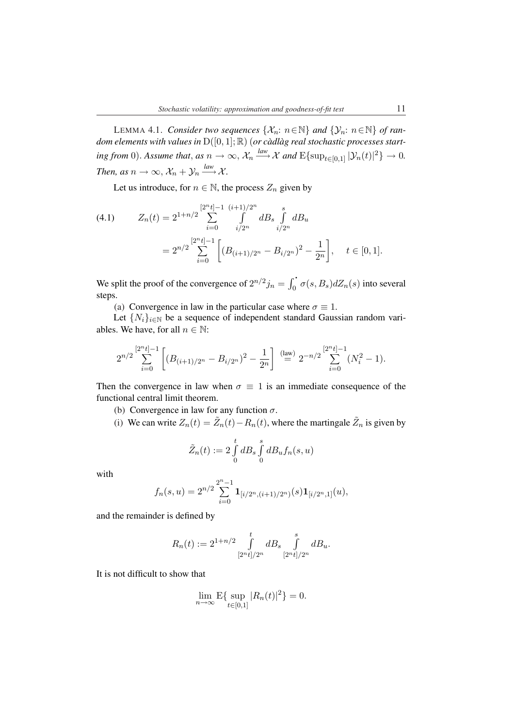LEMMA 4.1. *Consider two sequences* $\{\mathcal{X}_n\colon n\in\mathbb{N}\}$ *and* $\{\mathcal{Y}_n\colon n\in\mathbb{N}\}$ *of random elements with values in* $\mathrm{D}([0,1];\mathbb{R})$ (*or càdlàg real stochastic processes starting from* 0). *Assume that*, *as* $n\to\infty$, $\mathcal{X}_n \xrightarrow{law} \mathcal{X}$ *and* $\mathrm{E}\{\sup_{t\in[0,1]}|\mathcal{Y}_n(t)|^2\}\to 0$. *Then, as* $n\to\infty$, $\mathcal{X}_n+\mathcal{Y}_n \xrightarrow{law} \mathcal{X}$.

Let us introduce, for $n\in\mathbb{N}$, the process $Z_n$ given by

$$
\begin{aligned}
Z_n(t) &= 2^{1+n/2}\sum_{i=0}^{[2^n t]-1}\int_{i/2^n}^{(i+1)/2^n} dB_s \int_{i/2^n}^{s} dB_u \\
&= 2^{n/2}\sum_{i=0}^{[2^n t]-1}\left[(B_{(i+1)/2^n}-B_{i/2^n})^2-\frac{1}{2^n}\right], \quad t\in[0,1].
\end{aligned}
\tag{4.1}
$$

We split the proof of the convergence of $2^{n/2}j_n=\int_0^{\cdot}\sigma(s,B_s)dZ_n(s)$ into several steps.

(a) Convergence in law in the particular case where $\sigma\equiv 1$.

Let $\{N_i\}_{i\in\mathbb{N}}$ be a sequence of independent standard Gaussian random variables. We have, for all $n\in\mathbb{N}$:

$$
2^{n/2}\sum_{i=0}^{[2^n t]-1}\left[(B_{(i+1)/2^n}-B_{i/2^n})^2-\frac{1}{2^n}\right] \overset{\text{(law)}}{=} 2^{-n/2}\sum_{i=0}^{[2^n t]-1}(N_i^2-1).
$$

Then the convergence in law when $\sigma\equiv 1$ is an immediate consequence of the functional central limit theorem.

(b) Convergence in law for any function $\sigma$.

(i) We can write $Z_n(t)=\tilde{Z}_n(t)-R_n(t)$, where the martingale $\tilde{Z}_n$ is given by

$$
\tilde{Z}_n(t) := 2\int_0^t dB_s\int_0^s dB_u f_n(s,u)
$$

with

$$
f_n(s,u)=2^{n/2}\sum_{i=0}^{2^n-1}\mathbf{1}_{[i/2^n,(i+1)/2^n)}(s)\mathbf{1}_{[i/2^n,1]}(u),
$$

and the remainder is defined by

$$
R_n(t) := 2^{1+n/2}\int_{[2^n t]/2^n}^{t} dB_s \int_{[2^n t]/2^n}^{s} dB_u.
$$

It is not difficult to show that

$$
\lim_{n\to\infty}\mathrm{E}\{\sup_{t\in[0,1]}|R_n(t)|^2\}=0.
$$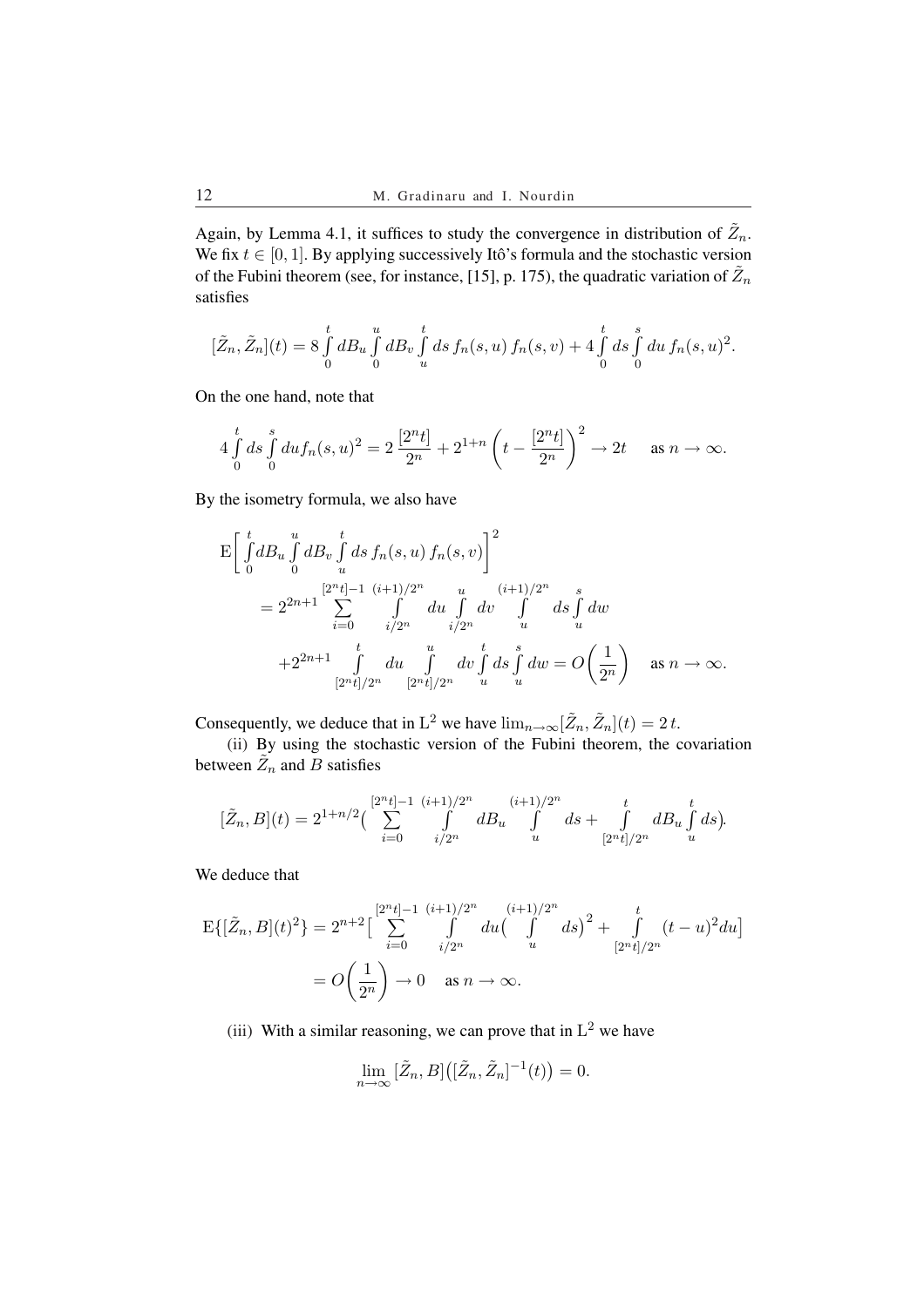Again, by Lemma 4.1, it suffices to study the convergence in distribution of $\tilde{Z}_n$. We fix $t \in [0,1]$. By applying successively Itô's formula and the stochastic version of the Fubini theorem (see, for instance, [15], p. 175), the quadratic variation of $\tilde{Z}_n$ satisfies

$$[\tilde{Z}_n, \tilde{Z}_n](t) = 8 \int_0^t dB_u \int_0^u dB_v \int_u^t ds \, f_n(s,u) \, f_n(s,v) + 4 \int_0^t ds \int_0^s du \, f_n(s,u)^2.$$

On the one hand, note that

$$4 \int_0^t ds \int_0^s du f_n(s,u)^2 = 2 \, \frac{[2^n t]}{2^n} + 2^{1+n} \left( t - \frac{[2^n t]}{2^n} \right)^2 \to 2t \quad \text{as } n \to \infty.$$

By the isometry formula, we also have

$$\begin{aligned}
&\mathrm{E}\bigg[ \int_0^t dB_u \int_0^u dB_v \int_u^t ds \, f_n(s,u) \, f_n(s,v) \bigg]^2 \\
&\quad = 2^{2n+1} \sum_{i=0}^{[2^n t]-1} \int_{i/2^n}^{(i+1)/2^n} du \int_{i/2^n}^{u} dv \int_u^{(i+1)/2^n} ds \int_u^s dw \\
&\qquad + 2^{2n+1} \int_{[2^n t]/2^n}^{t} du \int_{[2^n t]/2^n}^{u} dv \int_u^t ds \int_u^s dw = O\left(\frac{1}{2^n}\right) \quad \text{as } n \to \infty.
\end{aligned}$$

Consequently, we deduce that in $\mathrm{L}^2$ we have $\lim_{n\to\infty} [\tilde{Z}_n, \tilde{Z}_n](t) = 2\,t$.

(ii) By using the stochastic version of the Fubini theorem, the covariation between $\tilde{Z}_n$ and $B$ satisfies

$$[\tilde{Z}_n, B](t) = 2^{1+n/2} \Big( \sum_{i=0}^{[2^n t]-1} \int_{i/2^n}^{(i+1)/2^n} dB_u \int_u^{(i+1)/2^n} ds + \int_{[2^n t]/2^n}^{t} dB_u \int_u^t ds \Big).$$

We deduce that

$$\begin{aligned}
\mathrm{E}\{[\tilde{Z}_n, B](t)^2\} &= 2^{n+2} \Big[ \sum_{i=0}^{[2^n t]-1} \int_{i/2^n}^{(i+1)/2^n} du \Big( \int_u^{(i+1)/2^n} ds \Big)^2 + \int_{[2^n t]/2^n}^{t} (t-u)^2 du \Big] \\
&= O\left(\frac{1}{2^n}\right) \to 0 \quad \text{as } n \to \infty.
\end{aligned}$$

(iii) With a similar reasoning, we can prove that in $\mathrm{L}^2$ we have

$$\lim_{n\to\infty} [\tilde{Z}_n, B]\big([\tilde{Z}_n, \tilde{Z}_n]^{-1}(t)\big) = 0.$$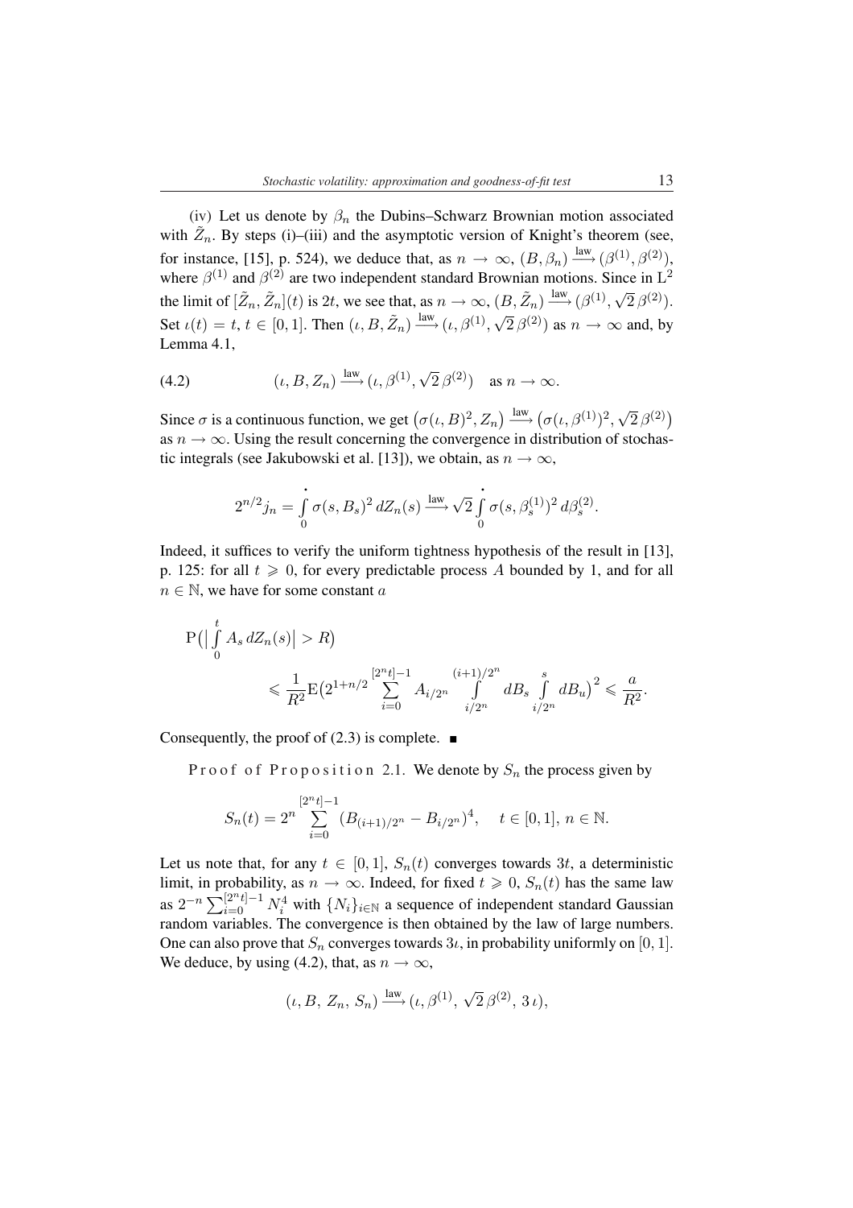(iv) Let us denote by $\beta_n$ the Dubins–Schwarz Brownian motion associated with $\tilde{Z}_n$. By steps (i)–(iii) and the asymptotic version of Knight's theorem (see, for instance, [15], p. 524), we deduce that, as $n \to \infty$, $(B, \beta_n) \xrightarrow{\text{law}} (\beta^{(1)}, \beta^{(2)})$, where $\beta^{(1)}$ and $\beta^{(2)}$ are two independent standard Brownian motions. Since in $\mathrm{L}^2$ the limit of $[\tilde{Z}_n, \tilde{Z}_n](t)$ is $2t$, we see that, as $n \to \infty$, $(B, \tilde{Z}_n) \xrightarrow{\text{law}} (\beta^{(1)}, \sqrt{2}\,\beta^{(2)})$. Set $\iota(t) = t$, $t \in [0,1]$. Then $(\iota, B, \tilde{Z}_n) \xrightarrow{\text{law}} (\iota, \beta^{(1)}, \sqrt{2}\,\beta^{(2)})$ as $n \to \infty$ and, by Lemma 4.1,

$$(\iota, B, Z_n) \xrightarrow{\text{law}} (\iota, \beta^{(1)}, \sqrt{2}\,\beta^{(2)}) \quad \text{as } n \to \infty. \tag{4.2}$$

Since $\sigma$ is a continuous function, we get $\big(\sigma(\iota, B)^2, Z_n\big) \xrightarrow{\text{law}} \big(\sigma(\iota, \beta^{(1)})^2, \sqrt{2}\,\beta^{(2)}\big)$ as $n \to \infty$. Using the result concerning the convergence in distribution of stochastic integrals (see Jakubowski et al. [13]), we obtain, as $n \to \infty$,

$$2^{n/2} j_n = \int_0^{\boldsymbol{\cdot}} \sigma(s, B_s)^2 \, dZ_n(s) \xrightarrow{\text{law}} \sqrt{2} \int_0^{\boldsymbol{\cdot}} \sigma(s, \beta_s^{(1)})^2 \, d\beta_s^{(2)}.$$

Indeed, it suffices to verify the uniform tightness hypothesis of the result in [13], p. 125: for all $t \geqslant 0$, for every predictable process $A$ bounded by 1, and for all $n \in \mathbb{N}$, we have for some constant $a$

$$\mathrm{P}\Big(\Big|\int_0^t A_s \, dZ_n(s)\Big| > R\Big) \leqslant \frac{1}{R^2} \mathrm{E}\Big(2^{1+n/2} \sum_{i=0}^{[2^n t]-1} A_{i/2^n} \int_{i/2^n}^{(i+1)/2^n} dB_s \int_{i/2^n}^{s} dB_u\Big)^2 \leqslant \frac{a}{R^2}.$$

Consequently, the proof of (2.3) is complete. ■

Proof of Proposition 2.1. We denote by $S_n$ the process given by

$$S_n(t) = 2^n \sum_{i=0}^{[2^n t]-1} (B_{(i+1)/2^n} - B_{i/2^n})^4, \quad t \in [0,1],\ n \in \mathbb{N}.$$

Let us note that, for any $t \in [0,1]$, $S_n(t)$ converges towards $3t$, a deterministic limit, in probability, as $n \to \infty$. Indeed, for fixed $t \geqslant 0$, $S_n(t)$ has the same law as $2^{-n} \sum_{i=0}^{[2^n t]-1} N_i^4$ with $\{N_i\}_{i \in \mathbb{N}}$ a sequence of independent standard Gaussian random variables. The convergence is then obtained by the law of large numbers. One can also prove that $S_n$ converges towards $3\iota$, in probability uniformly on $[0,1]$. We deduce, by using (4.2), that, as $n \to \infty$,

$$(\iota, B,\ Z_n,\ S_n) \xrightarrow{\text{law}} (\iota, \beta^{(1)},\ \sqrt{2}\,\beta^{(2)},\ 3\,\iota),$$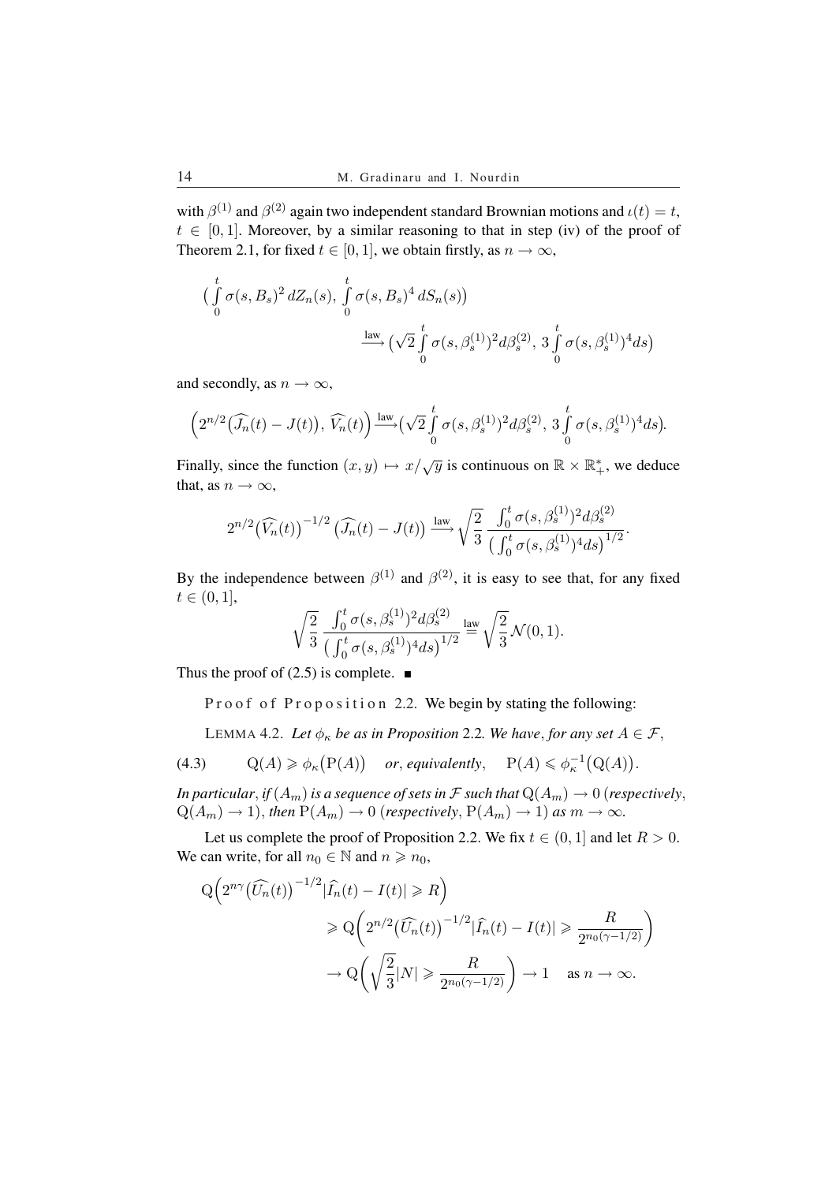with $\beta^{(1)}$ and $\beta^{(2)}$ again two independent standard Brownian motions and $\iota(t) = t$, $t \in [0,1]$. Moreover, by a similar reasoning to that in step (iv) of the proof of Theorem 2.1, for fixed $t \in [0,1]$, we obtain firstly, as $n \to \infty$,

$$\Big(\int_0^t \sigma(s,B_s)^2\, dZ_n(s),\ \int_0^t \sigma(s,B_s)^4\, dS_n(s)\Big) \xrightarrow{\text{law}} \big(\sqrt{2}\int_0^t \sigma(s,\beta_s^{(1)})^2 d\beta_s^{(2)},\ 3\int_0^t \sigma(s,\beta_s^{(1)})^4 ds\big)$$

and secondly, as $n \to \infty$,

$$\Big(2^{n/2}\big(\widehat{J_n}(t) - J(t)\big),\ \widehat{V_n}(t)\Big) \xrightarrow{\text{law}} \big(\sqrt{2}\int_0^t \sigma(s,\beta_s^{(1)})^2 d\beta_s^{(2)},\ 3\int_0^t \sigma(s,\beta_s^{(1)})^4 ds\big).$$

Finally, since the function $(x,y) \mapsto x/\sqrt{y}$ is continuous on $\mathbb{R} \times \mathbb{R}_+^*$, we deduce that, as $n \to \infty$,

$$2^{n/2}\big(\widehat{V_n}(t)\big)^{-1/2}\big(\widehat{J_n}(t) - J(t)\big) \xrightarrow{\text{law}} \sqrt{\frac{2}{3}}\,\frac{\int_0^t \sigma(s,\beta_s^{(1)})^2 d\beta_s^{(2)}}{\big(\int_0^t \sigma(s,\beta_s^{(1)})^4 ds\big)^{1/2}}.$$

By the independence between $\beta^{(1)}$ and $\beta^{(2)}$, it is easy to see that, for any fixed $t \in (0,1]$,

$$\sqrt{\frac{2}{3}}\,\frac{\int_0^t \sigma(s,\beta_s^{(1)})^2 d\beta_s^{(2)}}{\big(\int_0^t \sigma(s,\beta_s^{(1)})^4 ds\big)^{1/2}} \overset{\text{law}}{=} \sqrt{\frac{2}{3}}\,\mathcal{N}(0,1).$$

Thus the proof of (2.5) is complete. ∎

Proof of Proposition 2.2. We begin by stating the following:

LEMMA 4.2. *Let $\phi_\kappa$ be as in Proposition 2.2. We have, for any set $A \in \mathcal{F}$,*

$$\text{(4.3)} \qquad \mathrm{Q}(A) \geqslant \phi_\kappa\big(\mathrm{P}(A)\big) \quad \textit{or, equivalently,} \quad \mathrm{P}(A) \leqslant \phi_\kappa^{-1}\big(\mathrm{Q}(A)\big).$$

*In particular, if $(A_m)$ is a sequence of sets in $\mathcal{F}$ such that $\mathrm{Q}(A_m) \to 0$ (respectively, $\mathrm{Q}(A_m) \to 1$), then $\mathrm{P}(A_m) \to 0$ (respectively, $\mathrm{P}(A_m) \to 1$) as $m \to \infty$.*

Let us complete the proof of Proposition 2.2. We fix $t \in (0,1]$ and let $R > 0$. We can write, for all $n_0 \in \mathbb{N}$ and $n \geqslant n_0$,

$$\begin{aligned}
\mathrm{Q}\Big(2^{n\gamma}\big(\widehat{U_n}(t)\big)^{-1/2}|\widehat{I}_n(t) - I(t)| \geqslant R\Big) &\geqslant \mathrm{Q}\bigg(2^{n/2}\big(\widehat{U_n}(t)\big)^{-1/2}|\widehat{I}_n(t) - I(t)| \geqslant \frac{R}{2^{n_0(\gamma-1/2)}}\bigg) \\
&\to \mathrm{Q}\bigg(\sqrt{\frac{2}{3}}|N| \geqslant \frac{R}{2^{n_0(\gamma-1/2)}}\bigg) \to 1 \quad \text{as } n \to \infty.
\end{aligned}$$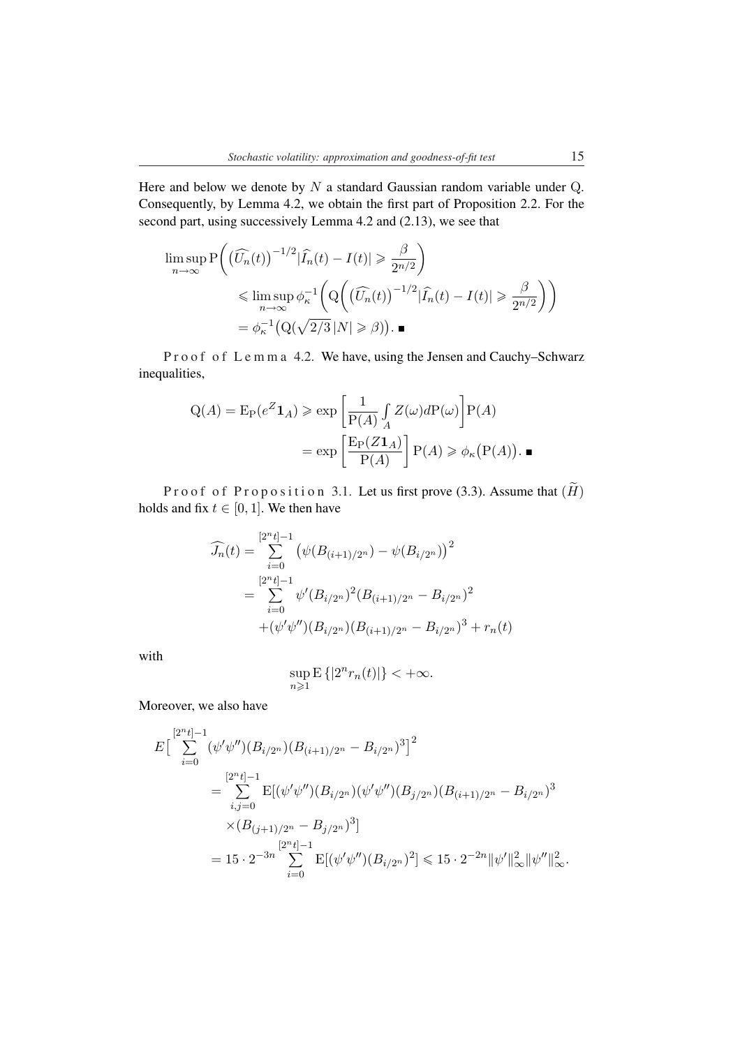Here and below we denote by $N$ a standard Gaussian random variable under $\mathrm{Q}$. Consequently, by Lemma 4.2, we obtain the first part of Proposition 2.2. For the second part, using successively Lemma 4.2 and (2.13), we see that

$$
\begin{aligned}
\limsup_{n\to\infty} \mathrm{P}\bigg( \big(\widehat{U_n}(t)\big)^{-1/2} |\widehat{I}_n(t) - I(t)| \geqslant \frac{\beta}{2^{n/2}} \bigg) \\
\leqslant \limsup_{n\to\infty} \phi_\kappa^{-1}\bigg( \mathrm{Q}\bigg( \big(\widehat{U_n}(t)\big)^{-1/2} |\widehat{I}_n(t) - I(t)| \geqslant \frac{\beta}{2^{n/2}} \bigg)\bigg) \\
= \phi_\kappa^{-1}\big(\mathrm{Q}(\sqrt{2/3}\,|N| \geqslant \beta)\big). \ \blacksquare
\end{aligned}
$$

*Proof of Lemma 4.2.* We have, using the Jensen and Cauchy–Schwarz inequalities,

$$
\begin{aligned}
\mathrm{Q}(A) = \mathrm{E}_{\mathrm{P}}(e^{Z}\mathbf{1}_A) &\geqslant \exp\left[\frac{1}{\mathrm{P}(A)} \int_A Z(\omega) d\mathrm{P}(\omega)\right] \mathrm{P}(A) \\
&= \exp\left[\frac{\mathrm{E}_{\mathrm{P}}(Z\mathbf{1}_A)}{\mathrm{P}(A)}\right] \mathrm{P}(A) \geqslant \phi_\kappa\big(\mathrm{P}(A)\big). \ \blacksquare
\end{aligned}
$$

*Proof of Proposition 3.1.* Let us first prove (3.3). Assume that $(\widetilde{H})$ holds and fix $t \in [0,1]$. We then have

$$
\begin{aligned}
\widehat{J_n}(t) &= \sum_{i=0}^{[2^n t]-1} \big(\psi(B_{(i+1)/2^n}) - \psi(B_{i/2^n})\big)^2 \\
&= \sum_{i=0}^{[2^n t]-1} \psi'(B_{i/2^n})^2 (B_{(i+1)/2^n} - B_{i/2^n})^2 \\
&\quad + (\psi'\psi'')(B_{i/2^n})(B_{(i+1)/2^n} - B_{i/2^n})^3 + r_n(t)
\end{aligned}
$$

with

$$
\sup_{n\geqslant 1} \mathrm{E}\left\{|2^n r_n(t)|\right\} < +\infty.
$$

Moreover, we also have

$$
\begin{aligned}
E\Big[ \sum_{i=0}^{[2^n t]-1} (\psi'\psi'')(B_{i/2^n})(B_{(i+1)/2^n} - B_{i/2^n})^3 \Big]^2 \\
= \sum_{i,j=0}^{[2^n t]-1} \mathrm{E}[(\psi'\psi'')(B_{i/2^n})(\psi'\psi'')(B_{j/2^n})(B_{(i+1)/2^n} - B_{i/2^n})^3 \\
\times (B_{(j+1)/2^n} - B_{j/2^n})^3] \\
= 15 \cdot 2^{-3n} \sum_{i=0}^{[2^n t]-1} \mathrm{E}[(\psi'\psi'')(B_{i/2^n})^2] \leqslant 15 \cdot 2^{-2n} \|\psi'\|_\infty^2 \|\psi''\|_\infty^2.
\end{aligned}
$$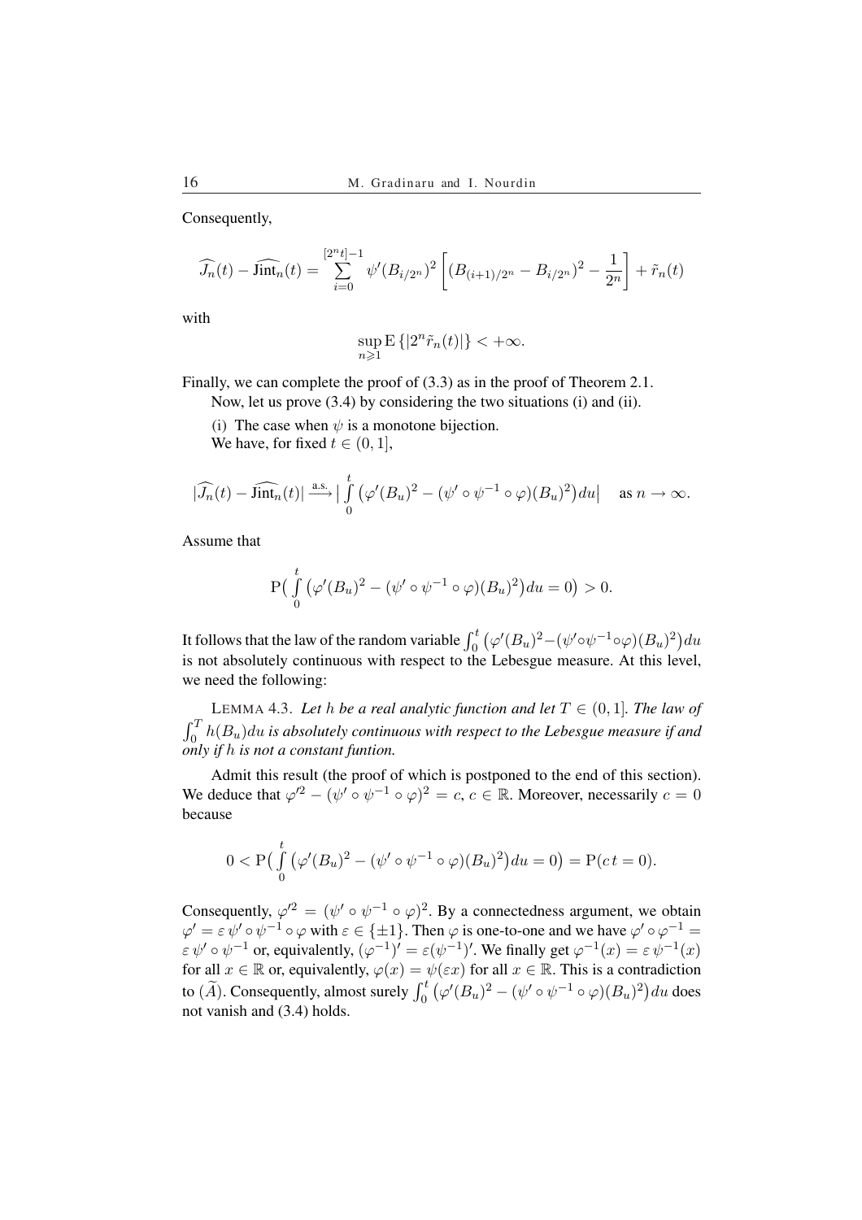Consequently,

$$\widehat{J_n}(t) - \widehat{\mathrm{Jint}_n}(t) = \sum_{i=0}^{[2^n t]-1} \psi'(B_{i/2^n})^2 \left[ (B_{(i+1)/2^n} - B_{i/2^n})^2 - \frac{1}{2^n} \right] + \tilde{r}_n(t)$$

with

$$\sup_{n \geqslant 1} \mathrm{E}\left\{ |2^n \tilde{r}_n(t)| \right\} < +\infty.$$

Finally, we can complete the proof of (3.3) as in the proof of Theorem 2.1.

Now, let us prove (3.4) by considering the two situations (i) and (ii).

(i) The case when $\psi$ is a monotone bijection.

We have, for fixed $t \in (0, 1]$,

$$|\widehat{J_n}(t) - \widehat{\mathrm{Jint}_n}(t)| \xrightarrow{\text{a.s.}} \big| \int_0^t \big( \varphi'(B_u)^2 - (\psi' \circ \psi^{-1} \circ \varphi)(B_u)^2 \big) du \big| \quad \text{as } n \to \infty.$$

Assume that

$$\mathrm{P}\big( \int_0^t \big( \varphi'(B_u)^2 - (\psi' \circ \psi^{-1} \circ \varphi)(B_u)^2 \big) du = 0 \big) > 0.$$

It follows that the law of the random variable $\int_0^t \big( \varphi'(B_u)^2 - (\psi' \circ \psi^{-1} \circ \varphi)(B_u)^2 \big) du$ is not absolutely continuous with respect to the Lebesgue measure. At this level, we need the following:

LEMMA 4.3. *Let $h$ be a real analytic function and let $T \in (0, 1]$. The law of $\int_0^T h(B_u) du$ is absolutely continuous with respect to the Lebesgue measure if and only if $h$ is not a constant funtion.*

Admit this result (the proof of which is postponed to the end of this section). We deduce that $\varphi'^2 - (\psi' \circ \psi^{-1} \circ \varphi)^2 = c$, $c \in \mathbb{R}$. Moreover, necessarily $c = 0$ because

$$0 < \mathrm{P}\big( \int_0^t \big( \varphi'(B_u)^2 - (\psi' \circ \psi^{-1} \circ \varphi)(B_u)^2 \big) du = 0 \big) = \mathrm{P}(c\, t = 0).$$

Consequently, $\varphi'^2 = (\psi' \circ \psi^{-1} \circ \varphi)^2$. By a connectedness argument, we obtain $\varphi' = \varepsilon\, \psi' \circ \psi^{-1} \circ \varphi$ with $\varepsilon \in \{\pm 1\}$. Then $\varphi$ is one-to-one and we have $\varphi' \circ \varphi^{-1} = \varepsilon\, \psi' \circ \psi^{-1}$ or, equivalently, $(\varphi^{-1})' = \varepsilon (\psi^{-1})'$. We finally get $\varphi^{-1}(x) = \varepsilon\, \psi^{-1}(x)$ for all $x \in \mathbb{R}$ or, equivalently, $\varphi(x) = \psi(\varepsilon x)$ for all $x \in \mathbb{R}$. This is a contradiction to $(\widetilde{A})$. Consequently, almost surely $\int_0^t \big( \varphi'(B_u)^2 - (\psi' \circ \psi^{-1} \circ \varphi)(B_u)^2 \big) du$ does not vanish and (3.4) holds.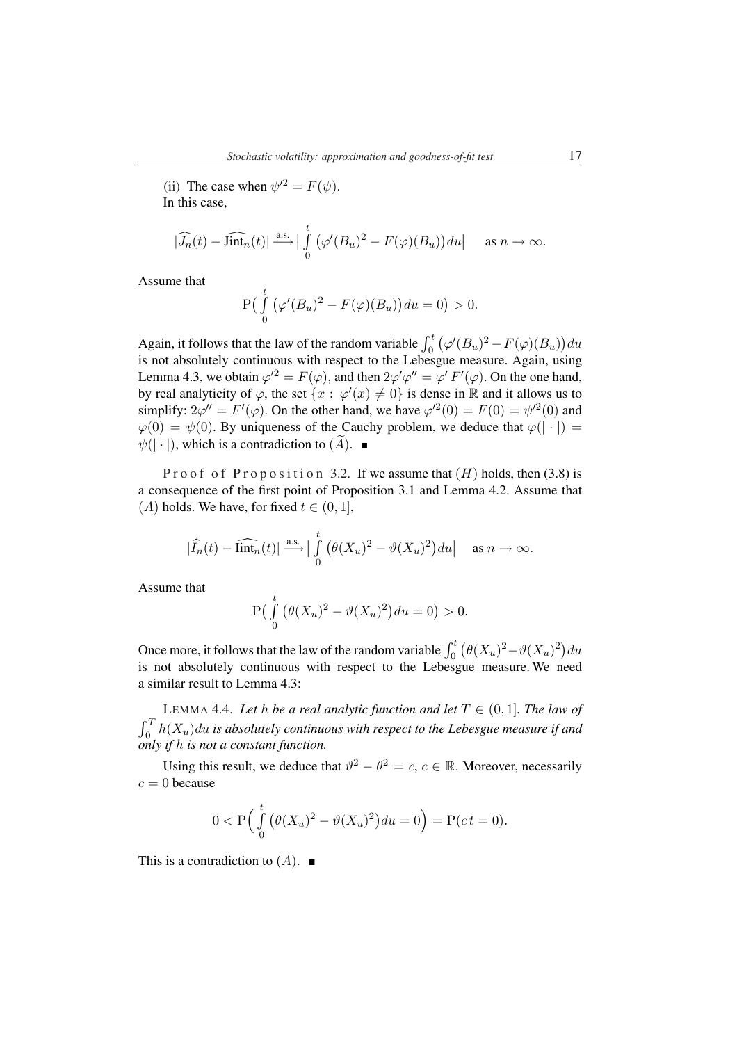(ii) The case when $\psi'^2 = F(\psi)$.
In this case,

$$|\widehat{J_n}(t) - \widehat{\mathrm{Jint}_n}(t)| \xrightarrow{\text{a.s.}} \Big| \int_0^t \big(\varphi'(B_u)^2 - F(\varphi)(B_u)\big) du \Big| \quad \text{as } n \to \infty.$$

Assume that

$$\mathrm{P}\Big( \int_0^t \big(\varphi'(B_u)^2 - F(\varphi)(B_u)\big) du = 0 \Big) > 0.$$

Again, it follows that the law of the random variable $\int_0^t \big(\varphi'(B_u)^2 - F(\varphi)(B_u)\big) du$ is not absolutely continuous with respect to the Lebesgue measure. Again, using Lemma 4.3, we obtain $\varphi'^2 = F(\varphi)$, and then $2\varphi'\varphi'' = \varphi' F'(\varphi)$. On the one hand, by real analyticity of $\varphi$, the set $\{x : \varphi'(x) \neq 0\}$ is dense in $\mathbb{R}$ and it allows us to simplify: $2\varphi'' = F'(\varphi)$. On the other hand, we have $\varphi'^2(0) = F(0) = \psi'^2(0)$ and $\varphi(0) = \psi(0)$. By uniqueness of the Cauchy problem, we deduce that $\varphi(|\cdot|) = \psi(|\cdot|)$, which is a contradiction to $(\widetilde{A})$. ∎

Proof of Proposition 3.2. If we assume that $(H)$ holds, then (3.8) is a consequence of the first point of Proposition 3.1 and Lemma 4.2. Assume that $(A)$ holds. We have, for fixed $t \in (0, 1]$,

$$|\widehat{I_n}(t) - \widehat{\mathrm{Iint}_n}(t)| \xrightarrow{\text{a.s.}} \Big| \int_0^t \big(\theta(X_u)^2 - \vartheta(X_u)^2\big) du \Big| \quad \text{as } n \to \infty.$$

Assume that

$$\mathrm{P}\Big( \int_0^t \big(\theta(X_u)^2 - \vartheta(X_u)^2\big) du = 0 \Big) > 0.$$

Once more, it follows that the law of the random variable $\int_0^t \big(\theta(X_u)^2 - \vartheta(X_u)^2\big) du$ is not absolutely continuous with respect to the Lebesgue measure. We need a similar result to Lemma 4.3:

LEMMA 4.4. *Let $h$ be a real analytic function and let $T \in (0, 1]$. The law of $\int_0^T h(X_u) du$ is absolutely continuous with respect to the Lebesgue measure if and only if $h$ is not a constant function.*

Using this result, we deduce that $\vartheta^2 - \theta^2 = c$, $c \in \mathbb{R}$. Moreover, necessarily $c = 0$ because

$$0 < \mathrm{P}\Big( \int_0^t \big(\theta(X_u)^2 - \vartheta(X_u)^2\big) du = 0 \Big) = \mathrm{P}(c\, t = 0).$$

This is a contradiction to $(A)$. ∎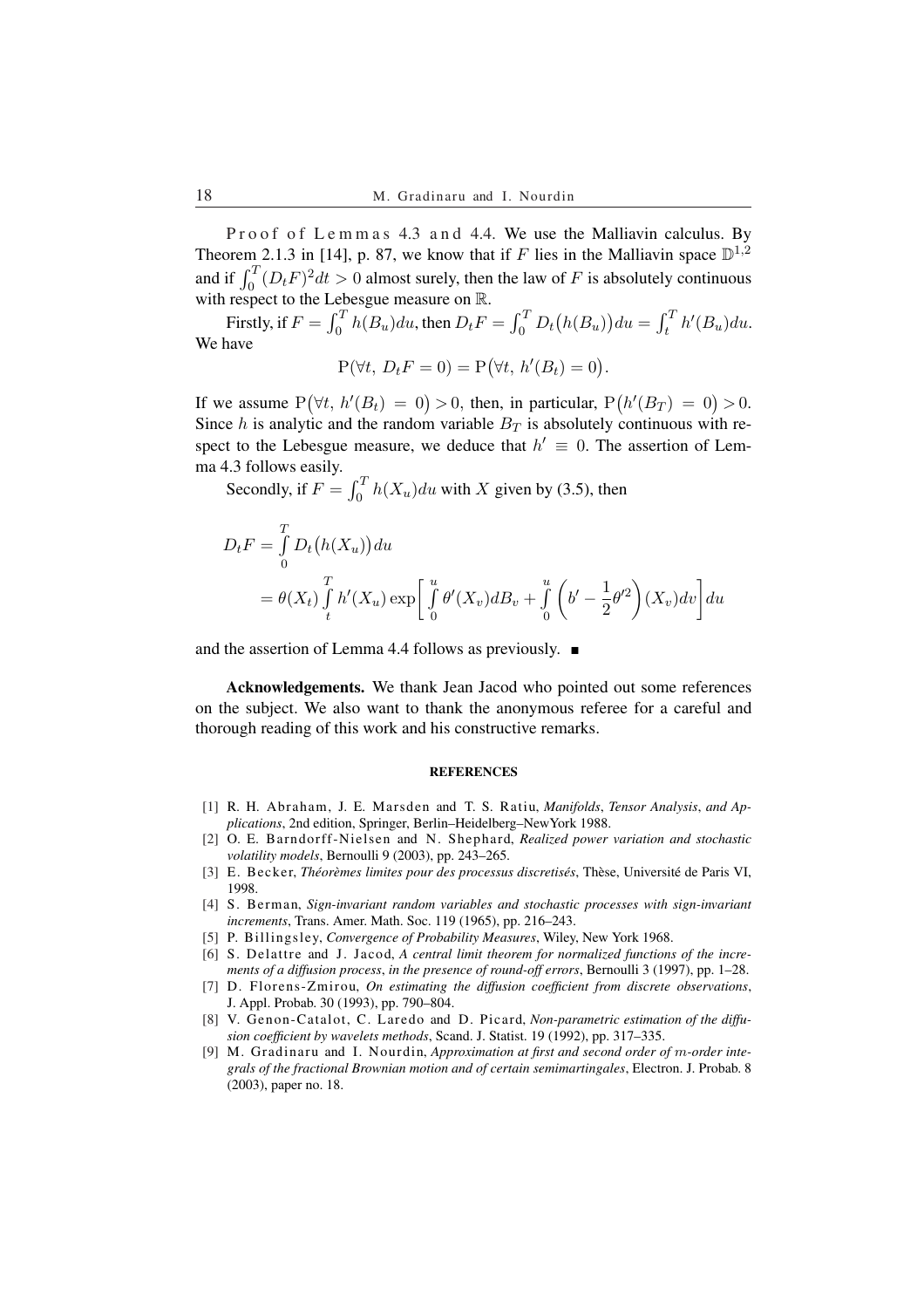Proof of Lemmas 4.3 and 4.4. We use the Malliavin calculus. By Theorem 2.1.3 in [14], p. 87, we know that if $F$ lies in the Malliavin space $\mathbb{D}^{1,2}$ and if $\int_0^T (D_t F)^2 dt > 0$ almost surely, then the law of $F$ is absolutely continuous with respect to the Lebesgue measure on $\mathbb{R}$.

Firstly, if $F = \int_0^T h(B_u)du$, then $D_t F = \int_0^T D_t\big(h(B_u)\big)du = \int_t^T h'(B_u)du$. We have

$$\mathrm{P}(\forall t,\ D_t F = 0) = \mathrm{P}\big(\forall t,\ h'(B_t) = 0\big).$$

If we assume $\mathrm{P}\big(\forall t,\ h'(B_t) = 0\big) > 0$, then, in particular, $\mathrm{P}\big(h'(B_T) = 0\big) > 0$. Since $h$ is analytic and the random variable $B_T$ is absolutely continuous with respect to the Lebesgue measure, we deduce that $h' \equiv 0$. The assertion of Lemma 4.3 follows easily.

Secondly, if $F = \int_0^T h(X_u)du$ with $X$ given by (3.5), then

$$\begin{aligned}
D_t F &= \int_0^T D_t\big(h(X_u)\big)du \\
&= \theta(X_t)\int_t^T h'(X_u)\exp\left[\int_0^u \theta'(X_v)dB_v + \int_0^u \left(b' - \frac{1}{2}\theta'^2\right)(X_v)dv\right]du
\end{aligned}$$

and the assertion of Lemma 4.4 follows as previously. ■

**Acknowledgements.** We thank Jean Jacod who pointed out some references on the subject. We also want to thank the anonymous referee for a careful and thorough reading of this work and his constructive remarks.

## REFERENCES

[1] R. H. Abraham, J. E. Marsden and T. S. Ratiu, *Manifolds*, *Tensor Analysis*, *and Applications*, 2nd edition, Springer, Berlin–Heidelberg–NewYork 1988.

[2] O. E. Barndorff-Nielsen and N. Shephard, *Realized power variation and stochastic volatility models*, Bernoulli 9 (2003), pp. 243–265.

[3] E. Becker, *Théorèmes limites pour des processus discretisés*, Thèse, Université de Paris VI, 1998.

[4] S. Berman, *Sign-invariant random variables and stochastic processes with sign-invariant increments*, Trans. Amer. Math. Soc. 119 (1965), pp. 216–243.

[5] P. Billingsley, *Convergence of Probability Measures*, Wiley, New York 1968.

[6] S. Delattre and J. Jacod, *A central limit theorem for normalized functions of the increments of a diffusion process*, *in the presence of round-off errors*, Bernoulli 3 (1997), pp. 1–28.

[7] D. Florens-Zmirou, *On estimating the diffusion coefficient from discrete observations*, J. Appl. Probab. 30 (1993), pp. 790–804.

[8] V. Genon-Catalot, C. Laredo and D. Picard, *Non-parametric estimation of the diffusion coefficient by wavelets methods*, Scand. J. Statist. 19 (1992), pp. 317–335.

[9] M. Gradinaru and I. Nourdin, *Approximation at first and second order of $m$-order integrals of the fractional Brownian motion and of certain semimartingales*, Electron. J. Probab. 8 (2003), paper no. 18.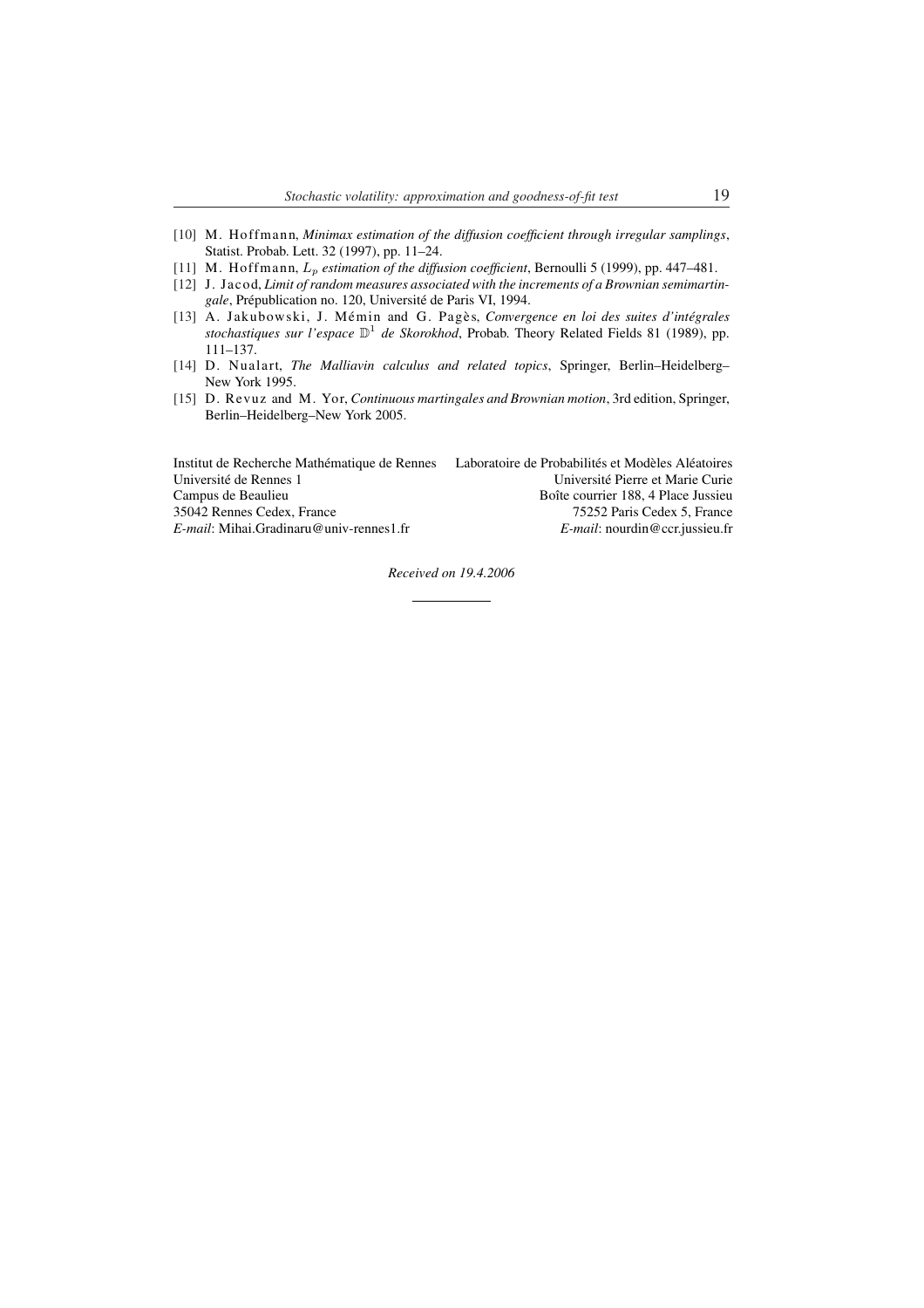[10] M. Hoffmann, *Minimax estimation of the diffusion coefficient through irregular samplings*, Statist. Probab. Lett. 32 (1997), pp. 11–24.

[11] M. Hoffmann, *$L_p$ estimation of the diffusion coefficient*, Bernoulli 5 (1999), pp. 447–481.

[12] J. Jacod, *Limit of random measures associated with the increments of a Brownian semimartingale*, Prépublication no. 120, Université de Paris VI, 1994.

[13] A. Jakubowski, J. Mémin and G. Pagès, *Convergence en loi des suites d'intégrales stochastiques sur l'espace $\mathbb{D}^1$ de Skorokhod*, Probab. Theory Related Fields 81 (1989), pp. 111–137.

[14] D. Nualart, *The Malliavin calculus and related topics*, Springer, Berlin–Heidelberg–New York 1995.

[15] D. Revuz and M. Yor, *Continuous martingales and Brownian motion*, 3rd edition, Springer, Berlin–Heidelberg–New York 2005.

Institut de Recherche Mathématique de Rennes
Université de Rennes 1
Campus de Beaulieu
35042 Rennes Cedex, France
*E-mail*: Mihai.Gradinaru@univ-rennes1.fr

Laboratoire de Probabilités et Modèles Aléatoires
Université Pierre et Marie Curie
Boîte courrier 188, 4 Place Jussieu
75252 Paris Cedex 5, France
*E-mail*: nourdin@ccr.jussieu.fr

*Received on 19.4.2006*